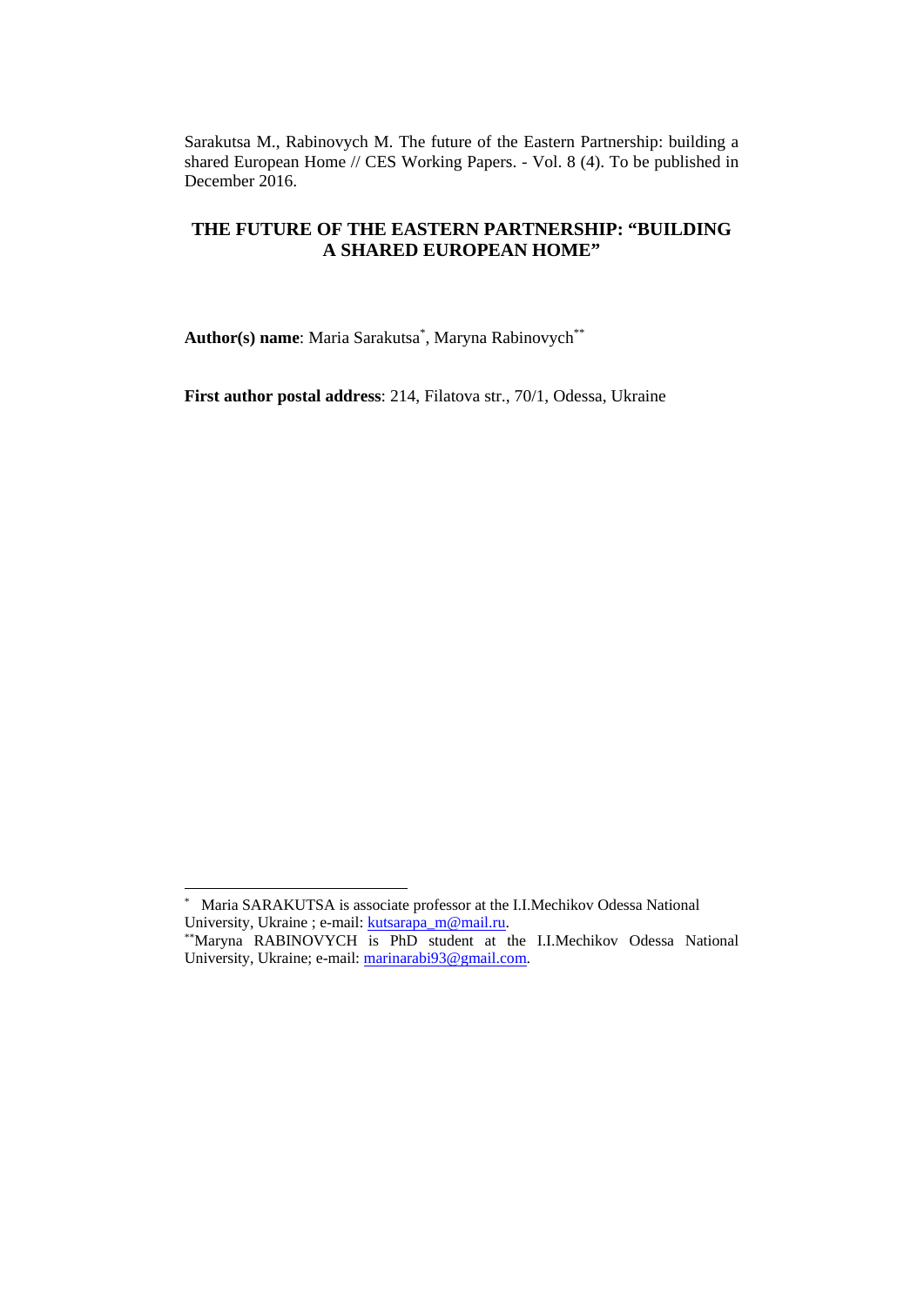Sarakutsa M., Rabinovych M. The future of the Eastern Partnership: building a shared European Home // CES Working Papers. - Vol. 8 (4). To be published in December 2016.

# THE FUTURE OF THE EASTERN PARTNERSHIP: "BUILDING A SHARED EUROPEAN HOME"

**Author(s) name**: Maria Sarakutsa[*], Maryna Rabinovych[**]

**First author postal address**: 214, Filatova str., 70/1, Odessa, Ukraine

---

[*] Maria SARAKUTSA is associate professor at the I.I.Mechikov Odessa National University, Ukraine ; e-mail: kutsarapa_m@mail.ru.

[**] Maryna RABINOVYCH is PhD student at the I.I.Mechikov Odessa National University, Ukraine; e-mail: marinarabi93@gmail.com.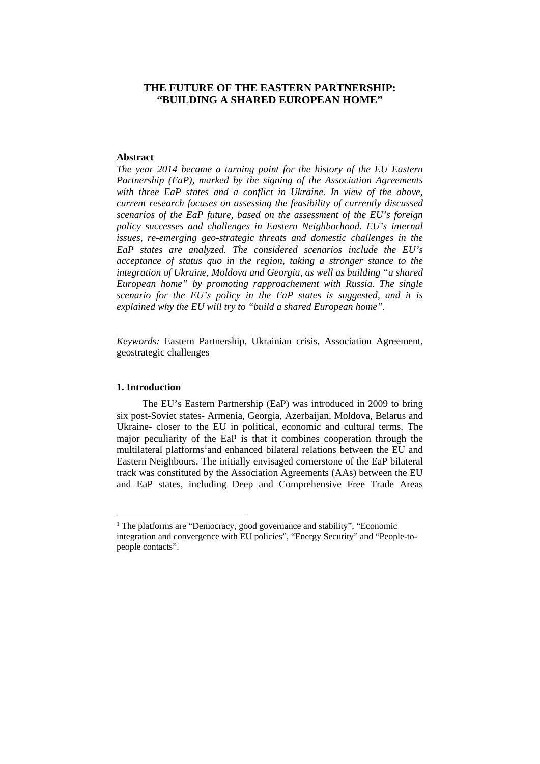# THE FUTURE OF THE EASTERN PARTNERSHIP: "BUILDING A SHARED EUROPEAN HOME"

**Abstract**

*The year 2014 became a turning point for the history of the EU Eastern Partnership (EaP), marked by the signing of the Association Agreements with three EaP states and a conflict in Ukraine. In view of the above, current research focuses on assessing the feasibility of currently discussed scenarios of the EaP future, based on the assessment of the EU's foreign policy successes and challenges in Eastern Neighborhood. EU's internal issues, re-emerging geo-strategic threats and domestic challenges in the EaP states are analyzed. The considered scenarios include the EU's acceptance of status quo in the region, taking a stronger stance to the integration of Ukraine, Moldova and Georgia, as well as building "a shared European home" by promoting rapproachement with Russia. The single scenario for the EU's policy in the EaP states is suggested, and it is explained why the EU will try to "build a shared European home".*

*Keywords:* Eastern Partnership, Ukrainian crisis, Association Agreement, geostrategic challenges

## 1. Introduction

The EU's Eastern Partnership (EaP) was introduced in 2009 to bring six post-Soviet states- Armenia, Georgia, Azerbaijan, Moldova, Belarus and Ukraine- closer to the EU in political, economic and cultural terms. The major peculiarity of the EaP is that it combines cooperation through the multilateral platforms[1]and enhanced bilateral relations between the EU and Eastern Neighbours. The initially envisaged cornerstone of the EaP bilateral track was constituted by the Association Agreements (AAs) between the EU and EaP states, including Deep and Comprehensive Free Trade Areas

[1] The platforms are "Democracy, good governance and stability", "Economic integration and convergence with EU policies", "Energy Security" and "People-to-people contacts".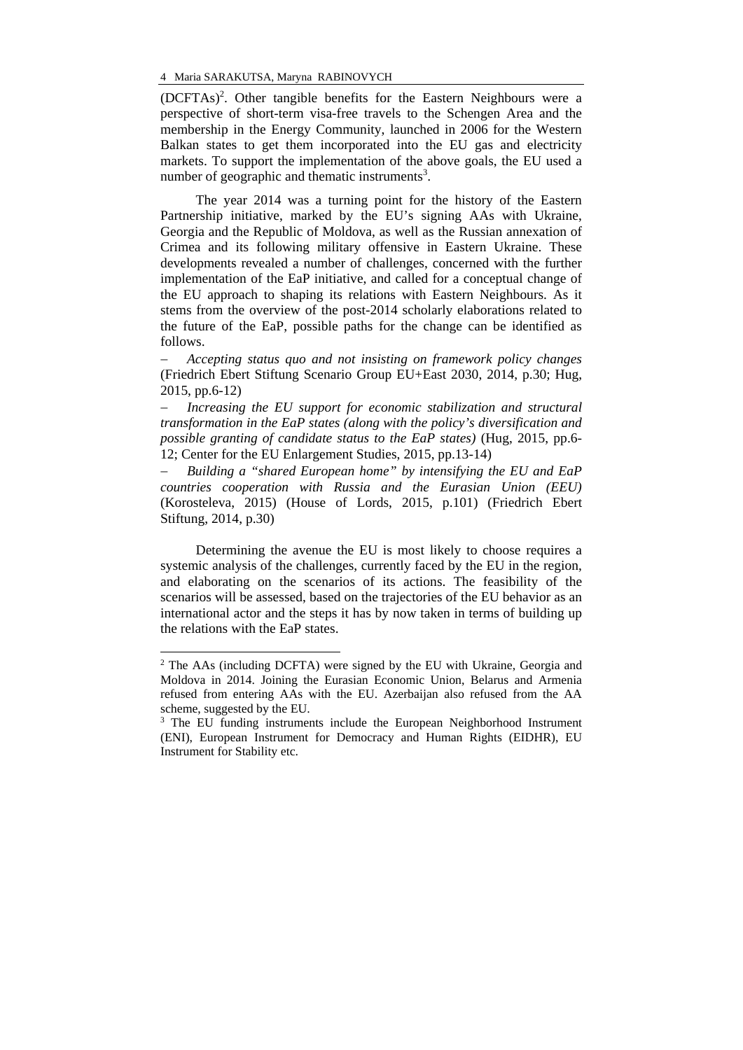(DCFTAs)[2]. Other tangible benefits for the Eastern Neighbours were a perspective of short-term visa-free travels to the Schengen Area and the membership in the Energy Community, launched in 2006 for the Western Balkan states to get them incorporated into the EU gas and electricity markets. To support the implementation of the above goals, the EU used a number of geographic and thematic instruments[3].

The year 2014 was a turning point for the history of the Eastern Partnership initiative, marked by the EU's signing AAs with Ukraine, Georgia and the Republic of Moldova, as well as the Russian annexation of Crimea and its following military offensive in Eastern Ukraine. These developments revealed a number of challenges, concerned with the further implementation of the EaP initiative, and called for a conceptual change of the EU approach to shaping its relations with Eastern Neighbours. As it stems from the overview of the post-2014 scholarly elaborations related to the future of the EaP, possible paths for the change can be identified as follows.

– *Accepting status quo and not insisting on framework policy changes* (Friedrich Ebert Stiftung Scenario Group EU+East 2030, 2014, p.30; Hug, 2015, pp.6-12)

– *Increasing the EU support for economic stabilization and structural transformation in the EaP states (along with the policy's diversification and possible granting of candidate status to the EaP states)* (Hug, 2015, pp.6-12; Center for the EU Enlargement Studies, 2015, pp.13-14)

– *Building a "shared European home" by intensifying the EU and EaP countries cooperation with Russia and the Eurasian Union (EEU)* (Korosteleva, 2015) (House of Lords, 2015, p.101) (Friedrich Ebert Stiftung, 2014, p.30)

Determining the avenue the EU is most likely to choose requires a systemic analysis of the challenges, currently faced by the EU in the region, and elaborating on the scenarios of its actions. The feasibility of the scenarios will be assessed, based on the trajectories of the EU behavior as an international actor and the steps it has by now taken in terms of building up the relations with the EaP states.

---

[2] The AAs (including DCFTA) were signed by the EU with Ukraine, Georgia and Moldova in 2014. Joining the Eurasian Economic Union, Belarus and Armenia refused from entering AAs with the EU. Azerbaijan also refused from the AA scheme, suggested by the EU.

[3] The EU funding instruments include the European Neighborhood Instrument (ENI), European Instrument for Democracy and Human Rights (EIDHR), EU Instrument for Stability etc.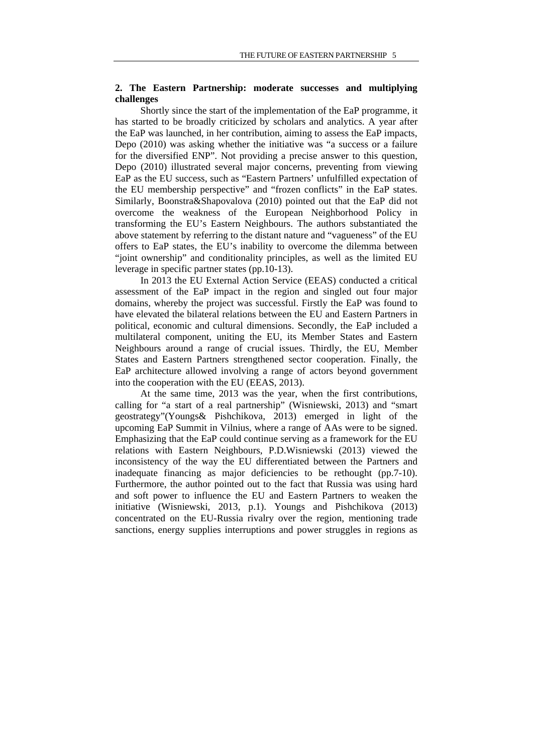## 2. The Eastern Partnership: moderate successes and multiplying challenges

Shortly since the start of the implementation of the EaP programme, it has started to be broadly criticized by scholars and analytics. A year after the EaP was launched, in her contribution, aiming to assess the EaP impacts, Depo (2010) was asking whether the initiative was "a success or a failure for the diversified ENP". Not providing a precise answer to this question, Depo (2010) illustrated several major concerns, preventing from viewing EaP as the EU success, such as "Eastern Partners' unfulfilled expectation of the EU membership perspective" and "frozen conflicts" in the EaP states. Similarly, Boonstra&Shapovalova (2010) pointed out that the EaP did not overcome the weakness of the European Neighborhood Policy in transforming the EU's Eastern Neighbours. The authors substantiated the above statement by referring to the distant nature and "vagueness" of the EU offers to EaP states, the EU's inability to overcome the dilemma between "joint ownership" and conditionality principles, as well as the limited EU leverage in specific partner states (pp.10-13).

In 2013 the EU External Action Service (EEAS) conducted a critical assessment of the EaP impact in the region and singled out four major domains, whereby the project was successful. Firstly the EaP was found to have elevated the bilateral relations between the EU and Eastern Partners in political, economic and cultural dimensions. Secondly, the EaP included a multilateral component, uniting the EU, its Member States and Eastern Neighbours around a range of crucial issues. Thirdly, the EU, Member States and Eastern Partners strengthened sector cooperation. Finally, the EaP architecture allowed involving a range of actors beyond government into the cooperation with the EU (EEAS, 2013).

At the same time, 2013 was the year, when the first contributions, calling for "a start of a real partnership" (Wisniewski, 2013) and "smart geostrategy"(Youngs& Pishchikova, 2013) emerged in light of the upcoming EaP Summit in Vilnius, where a range of AAs were to be signed. Emphasizing that the EaP could continue serving as a framework for the EU relations with Eastern Neighbours, P.D.Wisniewski (2013) viewed the inconsistency of the way the EU differentiated between the Partners and inadequate financing as major deficiencies to be rethought (pp.7-10). Furthermore, the author pointed out to the fact that Russia was using hard and soft power to influence the EU and Eastern Partners to weaken the initiative (Wisniewski, 2013, p.1). Youngs and Pishchikova (2013) concentrated on the EU-Russia rivalry over the region, mentioning trade sanctions, energy supplies interruptions and power struggles in regions as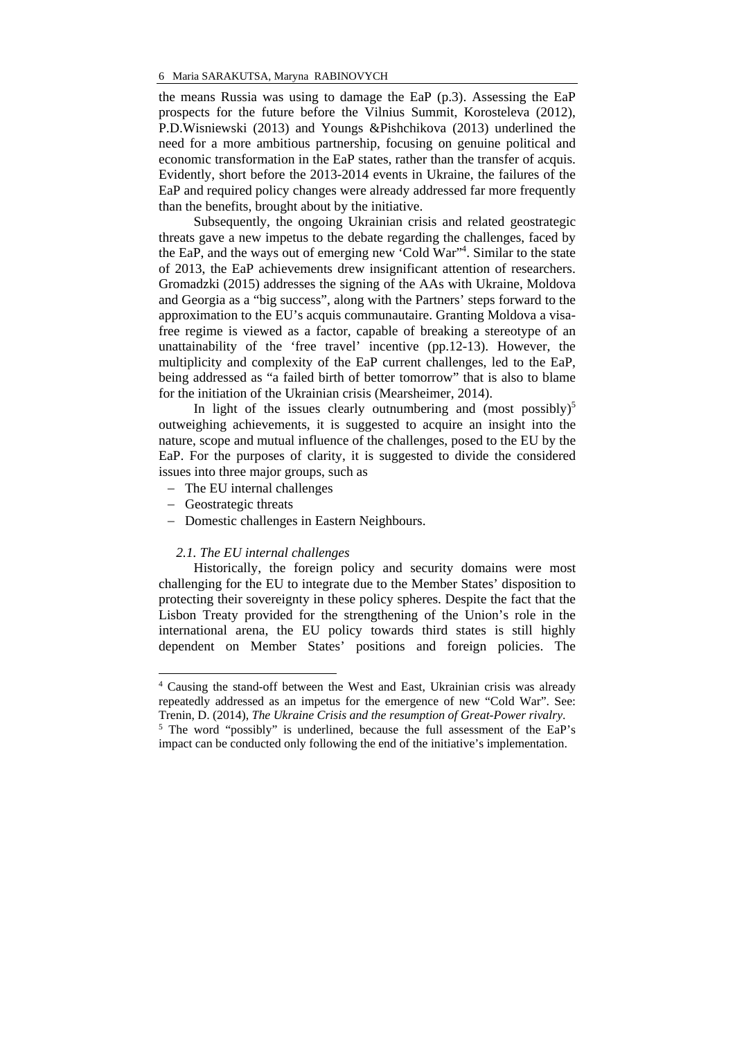the means Russia was using to damage the EaP (p.3). Assessing the EaP prospects for the future before the Vilnius Summit, Korosteleva (2012), P.D.Wisniewski (2013) and Youngs &Pishchikova (2013) underlined the need for a more ambitious partnership, focusing on genuine political and economic transformation in the EaP states, rather than the transfer of acquis. Evidently, short before the 2013-2014 events in Ukraine, the failures of the EaP and required policy changes were already addressed far more frequently than the benefits, brought about by the initiative.

Subsequently, the ongoing Ukrainian crisis and related geostrategic threats gave a new impetus to the debate regarding the challenges, faced by the EaP, and the ways out of emerging new 'Cold War"[4]. Similar to the state of 2013, the EaP achievements drew insignificant attention of researchers. Gromadzki (2015) addresses the signing of the AAs with Ukraine, Moldova and Georgia as a "big success", along with the Partners' steps forward to the approximation to the EU's acquis communautaire. Granting Moldova a visa-free regime is viewed as a factor, capable of breaking a stereotype of an unattainability of the 'free travel' incentive (pp.12-13). However, the multiplicity and complexity of the EaP current challenges, led to the EaP, being addressed as "a failed birth of better tomorrow" that is also to blame for the initiation of the Ukrainian crisis (Mearsheimer, 2014).

In light of the issues clearly outnumbering and (most possibly)[5] outweighing achievements, it is suggested to acquire an insight into the nature, scope and mutual influence of the challenges, posed to the EU by the EaP. For the purposes of clarity, it is suggested to divide the considered issues into three major groups, such as

- The EU internal challenges
- Geostrategic threats
- Domestic challenges in Eastern Neighbours.

### *2.1. The EU internal challenges*

Historically, the foreign policy and security domains were most challenging for the EU to integrate due to the Member States' disposition to protecting their sovereignty in these policy spheres. Despite the fact that the Lisbon Treaty provided for the strengthening of the Union's role in the international arena, the EU policy towards third states is still highly dependent on Member States' positions and foreign policies. The

---

[4] Causing the stand-off between the West and East, Ukrainian crisis was already repeatedly addressed as an impetus for the emergence of new "Cold War". See: Trenin, D. (2014), *The Ukraine Crisis and the resumption of Great-Power rivalry*.

[5] The word "possibly" is underlined, because the full assessment of the EaP's impact can be conducted only following the end of the initiative's implementation.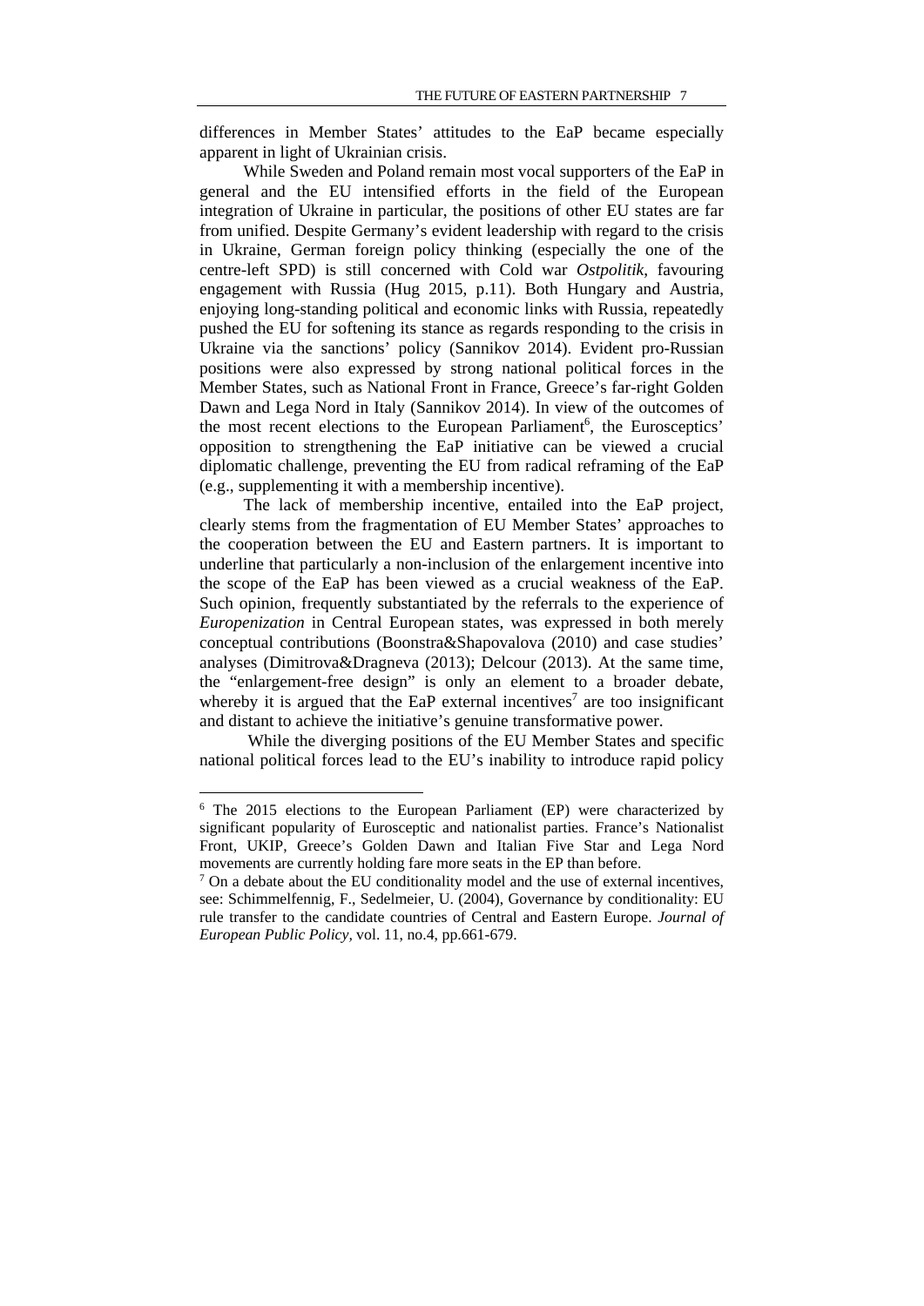differences in Member States' attitudes to the EaP became especially apparent in light of Ukrainian crisis.

While Sweden and Poland remain most vocal supporters of the EaP in general and the EU intensified efforts in the field of the European integration of Ukraine in particular, the positions of other EU states are far from unified. Despite Germany's evident leadership with regard to the crisis in Ukraine, German foreign policy thinking (especially the one of the centre-left SPD) is still concerned with Cold war *Ostpolitik*, favouring engagement with Russia (Hug 2015, p.11). Both Hungary and Austria, enjoying long-standing political and economic links with Russia, repeatedly pushed the EU for softening its stance as regards responding to the crisis in Ukraine via the sanctions' policy (Sannikov 2014). Evident pro-Russian positions were also expressed by strong national political forces in the Member States, such as National Front in France, Greece's far-right Golden Dawn and Lega Nord in Italy (Sannikov 2014). In view of the outcomes of the most recent elections to the European Parliament[6], the Eurosceptics' opposition to strengthening the EaP initiative can be viewed a crucial diplomatic challenge, preventing the EU from radical reframing of the EaP (e.g., supplementing it with a membership incentive).

The lack of membership incentive, entailed into the EaP project, clearly stems from the fragmentation of EU Member States' approaches to the cooperation between the EU and Eastern partners. It is important to underline that particularly a non-inclusion of the enlargement incentive into the scope of the EaP has been viewed as a crucial weakness of the EaP. Such opinion, frequently substantiated by the referrals to the experience of *Europenization* in Central European states, was expressed in both merely conceptual contributions (Boonstra&Shapovalova (2010) and case studies' analyses (Dimitrova&Dragneva (2013); Delcour (2013). At the same time, the "enlargement-free design" is only an element to a broader debate, whereby it is argued that the EaP external incentives[7] are too insignificant and distant to achieve the initiative's genuine transformative power.

While the diverging positions of the EU Member States and specific national political forces lead to the EU's inability to introduce rapid policy

---

[6] The 2015 elections to the European Parliament (EP) were characterized by significant popularity of Eurosceptic and nationalist parties. France's Nationalist Front, UKIP, Greece's Golden Dawn and Italian Five Star and Lega Nord movements are currently holding fare more seats in the EP than before.

[7] On a debate about the EU conditionality model and the use of external incentives, see: Schimmelfennig, F., Sedelmeier, U. (2004), Governance by conditionality: EU rule transfer to the candidate countries of Central and Eastern Europe. *Journal of European Public Policy*, vol. 11, no.4, pp.661-679.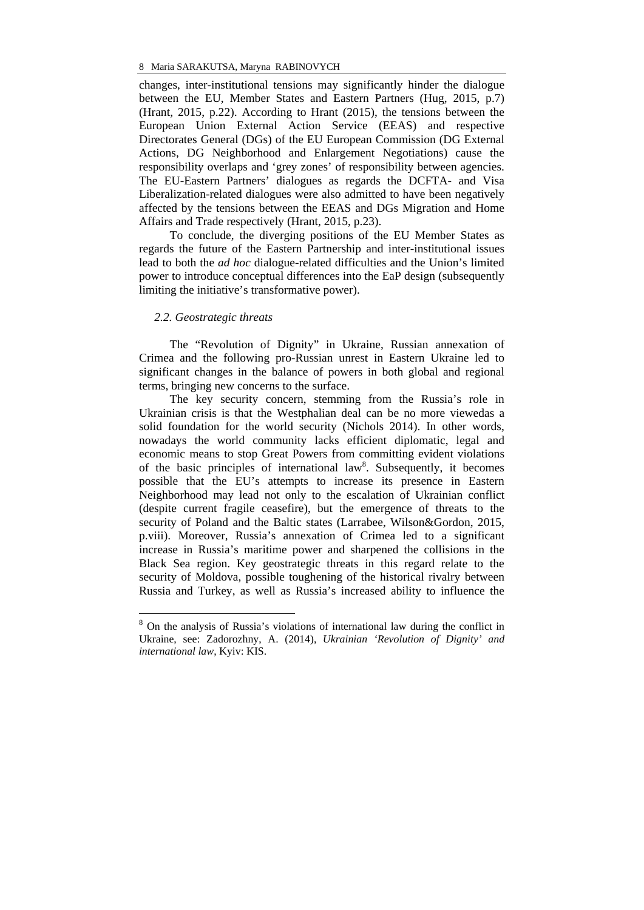changes, inter-institutional tensions may significantly hinder the dialogue between the EU, Member States and Eastern Partners (Hug, 2015, p.7) (Hrant, 2015, p.22). According to Hrant (2015), the tensions between the European Union External Action Service (EEAS) and respective Directorates General (DGs) of the EU European Commission (DG External Actions, DG Neighborhood and Enlargement Negotiations) cause the responsibility overlaps and 'grey zones' of responsibility between agencies. The EU-Eastern Partners' dialogues as regards the DCFTA- and Visa Liberalization-related dialogues were also admitted to have been negatively affected by the tensions between the EEAS and DGs Migration and Home Affairs and Trade respectively (Hrant, 2015, p.23).

To conclude, the diverging positions of the EU Member States as regards the future of the Eastern Partnership and inter-institutional issues lead to both the *ad hoc* dialogue-related difficulties and the Union's limited power to introduce conceptual differences into the EaP design (subsequently limiting the initiative's transformative power).

### *2.2. Geostrategic threats*

The "Revolution of Dignity" in Ukraine, Russian annexation of Crimea and the following pro-Russian unrest in Eastern Ukraine led to significant changes in the balance of powers in both global and regional terms, bringing new concerns to the surface.

The key security concern, stemming from the Russia's role in Ukrainian crisis is that the Westphalian deal can be no more viewedas a solid foundation for the world security (Nichols 2014). In other words, nowadays the world community lacks efficient diplomatic, legal and economic means to stop Great Powers from committing evident violations of the basic principles of international law[8]. Subsequently, it becomes possible that the EU's attempts to increase its presence in Eastern Neighborhood may lead not only to the escalation of Ukrainian conflict (despite current fragile ceasefire), but the emergence of threats to the security of Poland and the Baltic states (Larrabee, Wilson&Gordon, 2015, p.viii). Moreover, Russia's annexation of Crimea led to a significant increase in Russia's maritime power and sharpened the collisions in the Black Sea region. Key geostrategic threats in this regard relate to the security of Moldova, possible toughening of the historical rivalry between Russia and Turkey, as well as Russia's increased ability to influence the

---

[8] On the analysis of Russia's violations of international law during the conflict in Ukraine, see: Zadorozhny, A. (2014), *Ukrainian 'Revolution of Dignity' and international law*, Kyiv: KIS.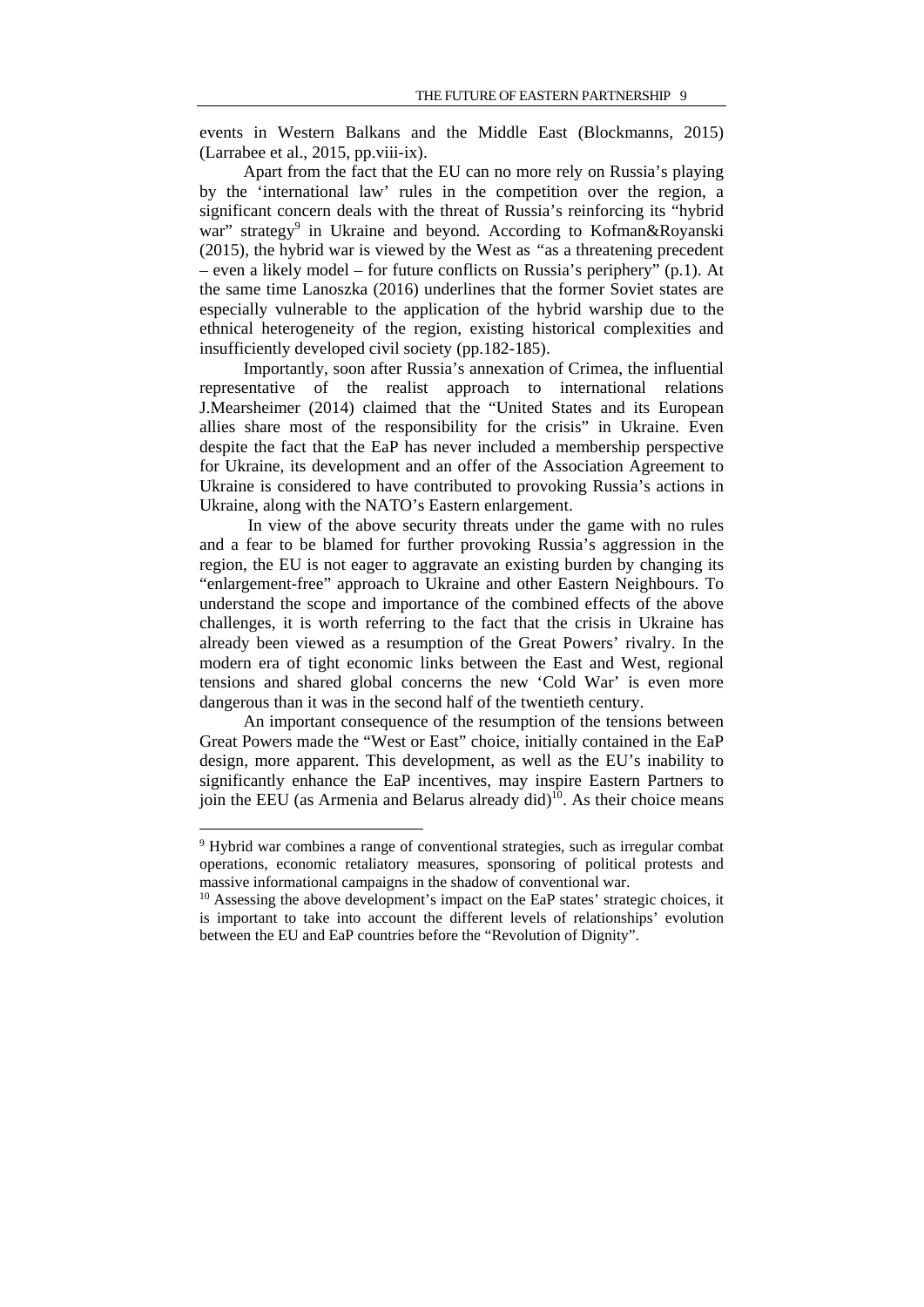events in Western Balkans and the Middle East (Blockmanns, 2015) (Larrabee et al., 2015, pp.viii-ix).

Apart from the fact that the EU can no more rely on Russia's playing by the 'international law' rules in the competition over the region, a significant concern deals with the threat of Russia's reinforcing its "hybrid war" strategy[9] in Ukraine and beyond. According to Kofman&Royanski (2015), the hybrid war is viewed by the West as "as a threatening precedent – even a likely model – for future conflicts on Russia's periphery" (p.1). At the same time Lanoszka (2016) underlines that the former Soviet states are especially vulnerable to the application of the hybrid warship due to the ethnical heterogeneity of the region, existing historical complexities and insufficiently developed civil society (pp.182-185).

Importantly, soon after Russia's annexation of Crimea, the influential representative of the realist approach to international relations J.Mearsheimer (2014) claimed that the "United States and its European allies share most of the responsibility for the crisis" in Ukraine. Even despite the fact that the EaP has never included a membership perspective for Ukraine, its development and an offer of the Association Agreement to Ukraine is considered to have contributed to provoking Russia's actions in Ukraine, along with the NATO's Eastern enlargement.

In view of the above security threats under the game with no rules and a fear to be blamed for further provoking Russia's aggression in the region, the EU is not eager to aggravate an existing burden by changing its "enlargement-free" approach to Ukraine and other Eastern Neighbours. To understand the scope and importance of the combined effects of the above challenges, it is worth referring to the fact that the crisis in Ukraine has already been viewed as a resumption of the Great Powers' rivalry. In the modern era of tight economic links between the East and West, regional tensions and shared global concerns the new 'Cold War' is even more dangerous than it was in the second half of the twentieth century.

An important consequence of the resumption of the tensions between Great Powers made the "West or East" choice, initially contained in the EaP design, more apparent. This development, as well as the EU's inability to significantly enhance the EaP incentives, may inspire Eastern Partners to join the EEU (as Armenia and Belarus already did)[10]. As their choice means

---

[9] Hybrid war combines a range of conventional strategies, such as irregular combat operations, economic retaliatory measures, sponsoring of political protests and massive informational campaigns in the shadow of conventional war.

[10] Assessing the above development's impact on the EaP states' strategic choices, it is important to take into account the different levels of relationships' evolution between the EU and EaP countries before the "Revolution of Dignity".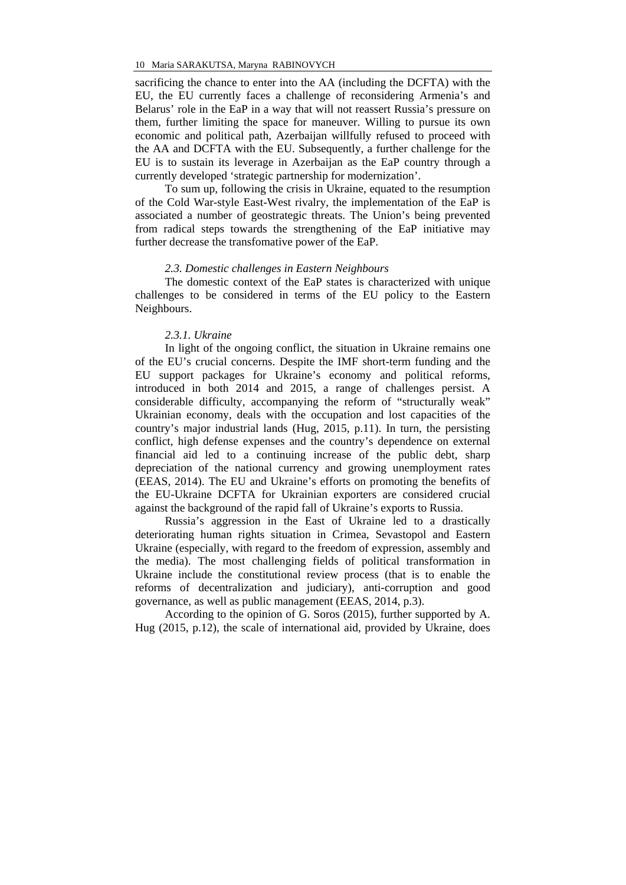sacrificing the chance to enter into the AA (including the DCFTA) with the EU, the EU currently faces a challenge of reconsidering Armenia's and Belarus' role in the EaP in a way that will not reassert Russia's pressure on them, further limiting the space for maneuver. Willing to pursue its own economic and political path, Azerbaijan willfully refused to proceed with the AA and DCFTA with the EU. Subsequently, a further challenge for the EU is to sustain its leverage in Azerbaijan as the EaP country through a currently developed 'strategic partnership for modernization'.

To sum up, following the crisis in Ukraine, equated to the resumption of the Cold War-style East-West rivalry, the implementation of the EaP is associated a number of geostrategic threats. The Union's being prevented from radical steps towards the strengthening of the EaP initiative may further decrease the transfomative power of the EaP.

### *2.3. Domestic challenges in Eastern Neighbours*

The domestic context of the EaP states is characterized with unique challenges to be considered in terms of the EU policy to the Eastern Neighbours.

#### *2.3.1. Ukraine*

In light of the ongoing conflict, the situation in Ukraine remains one of the EU's crucial concerns. Despite the IMF short-term funding and the EU support packages for Ukraine's economy and political reforms, introduced in both 2014 and 2015, a range of challenges persist. A considerable difficulty, accompanying the reform of "structurally weak" Ukrainian economy, deals with the occupation and lost capacities of the country's major industrial lands (Hug, 2015, p.11). In turn, the persisting conflict, high defense expenses and the country's dependence on external financial aid led to a continuing increase of the public debt, sharp depreciation of the national currency and growing unemployment rates (EEAS, 2014). The EU and Ukraine's efforts on promoting the benefits of the EU-Ukraine DCFTA for Ukrainian exporters are considered crucial against the background of the rapid fall of Ukraine's exports to Russia.

Russia's aggression in the East of Ukraine led to a drastically deteriorating human rights situation in Crimea, Sevastopol and Eastern Ukraine (especially, with regard to the freedom of expression, assembly and the media). The most challenging fields of political transformation in Ukraine include the constitutional review process (that is to enable the reforms of decentralization and judiciary), anti-corruption and good governance, as well as public management (EEAS, 2014, p.3).

According to the opinion of G. Soros (2015), further supported by A. Hug (2015, p.12), the scale of international aid, provided by Ukraine, does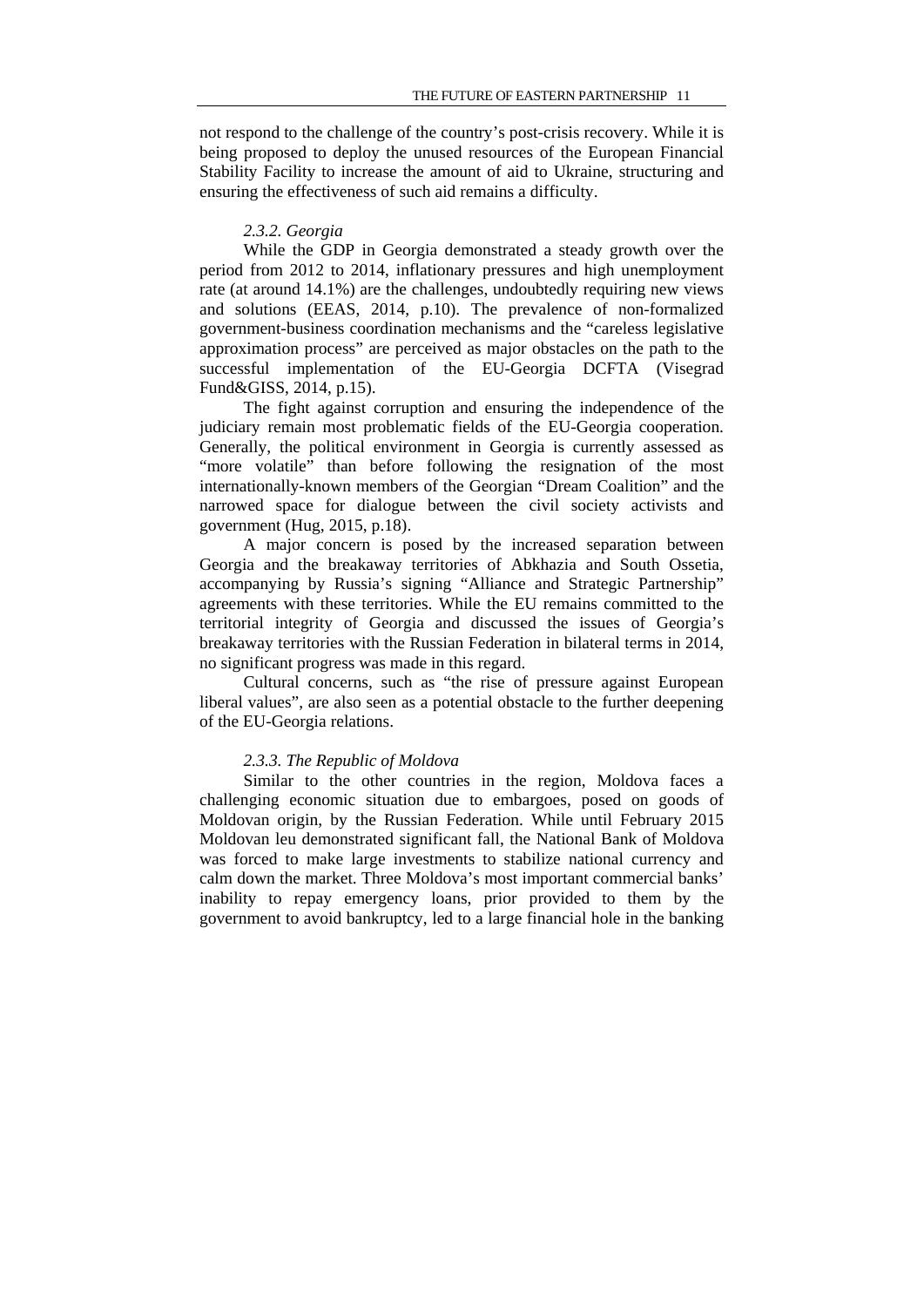not respond to the challenge of the country's post-crisis recovery. While it is being proposed to deploy the unused resources of the European Financial Stability Facility to increase the amount of aid to Ukraine, structuring and ensuring the effectiveness of such aid remains a difficulty.

#### *2.3.2. Georgia*

While the GDP in Georgia demonstrated a steady growth over the period from 2012 to 2014, inflationary pressures and high unemployment rate (at around 14.1%) are the challenges, undoubtedly requiring new views and solutions (EEAS, 2014, p.10). The prevalence of non-formalized government-business coordination mechanisms and the "careless legislative approximation process" are perceived as major obstacles on the path to the successful implementation of the EU-Georgia DCFTA (Visegrad Fund&GISS, 2014, p.15).

The fight against corruption and ensuring the independence of the judiciary remain most problematic fields of the EU-Georgia cooperation. Generally, the political environment in Georgia is currently assessed as "more volatile" than before following the resignation of the most internationally-known members of the Georgian "Dream Coalition" and the narrowed space for dialogue between the civil society activists and government (Hug, 2015, p.18).

A major concern is posed by the increased separation between Georgia and the breakaway territories of Abkhazia and South Ossetia, accompanying by Russia's signing "Alliance and Strategic Partnership" agreements with these territories. While the EU remains committed to the territorial integrity of Georgia and discussed the issues of Georgia's breakaway territories with the Russian Federation in bilateral terms in 2014, no significant progress was made in this regard.

Cultural concerns, such as "the rise of pressure against European liberal values", are also seen as a potential obstacle to the further deepening of the EU-Georgia relations.

#### *2.3.3. The Republic of Moldova*

Similar to the other countries in the region, Moldova faces a challenging economic situation due to embargoes, posed on goods of Moldovan origin, by the Russian Federation. While until February 2015 Moldovan leu demonstrated significant fall, the National Bank of Moldova was forced to make large investments to stabilize national currency and calm down the market. Three Moldova's most important commercial banks' inability to repay emergency loans, prior provided to them by the government to avoid bankruptcy, led to a large financial hole in the banking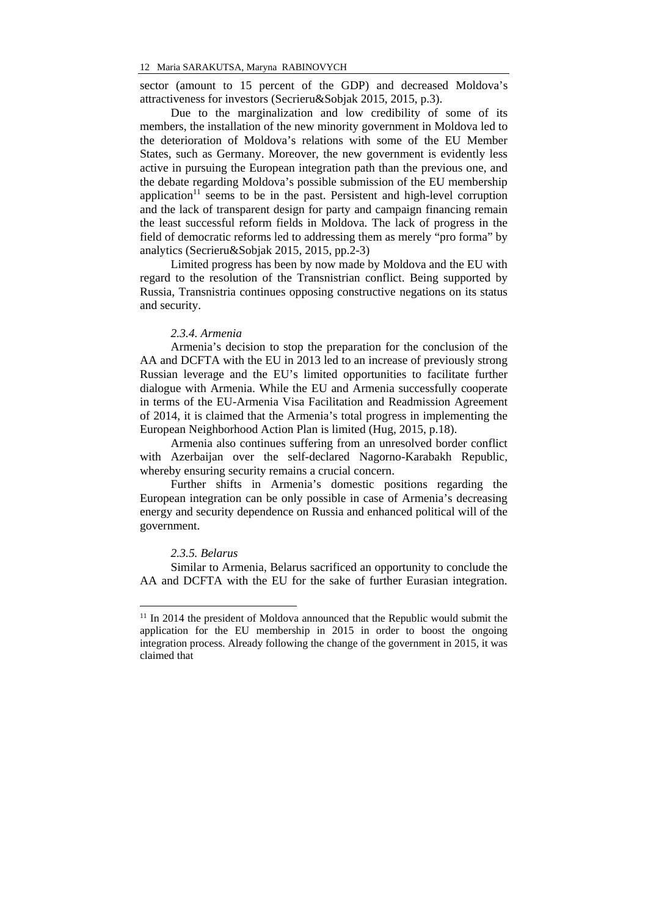sector (amount to 15 percent of the GDP) and decreased Moldova's attractiveness for investors (Secrieru&Sobjak 2015, 2015, p.3).

Due to the marginalization and low credibility of some of its members, the installation of the new minority government in Moldova led to the deterioration of Moldova's relations with some of the EU Member States, such as Germany. Moreover, the new government is evidently less active in pursuing the European integration path than the previous one, and the debate regarding Moldova's possible submission of the EU membership application[11] seems to be in the past. Persistent and high-level corruption and the lack of transparent design for party and campaign financing remain the least successful reform fields in Moldova. The lack of progress in the field of democratic reforms led to addressing them as merely "pro forma" by analytics (Secrieru&Sobjak 2015, 2015, pp.2-3)

Limited progress has been by now made by Moldova and the EU with regard to the resolution of the Transnistrian conflict. Being supported by Russia, Transnistria continues opposing constructive negations on its status and security.

#### *2.3.4. Armenia*

Armenia's decision to stop the preparation for the conclusion of the AA and DCFTA with the EU in 2013 led to an increase of previously strong Russian leverage and the EU's limited opportunities to facilitate further dialogue with Armenia. While the EU and Armenia successfully cooperate in terms of the EU-Armenia Visa Facilitation and Readmission Agreement of 2014, it is claimed that the Armenia's total progress in implementing the European Neighborhood Action Plan is limited (Hug, 2015, p.18).

Armenia also continues suffering from an unresolved border conflict with Azerbaijan over the self-declared Nagorno-Karabakh Republic, whereby ensuring security remains a crucial concern.

Further shifts in Armenia's domestic positions regarding the European integration can be only possible in case of Armenia's decreasing energy and security dependence on Russia and enhanced political will of the government.

#### *2.3.5. Belarus*

Similar to Armenia, Belarus sacrificed an opportunity to conclude the AA and DCFTA with the EU for the sake of further Eurasian integration.

---

[11] In 2014 the president of Moldova announced that the Republic would submit the application for the EU membership in 2015 in order to boost the ongoing integration process. Already following the change of the government in 2015, it was claimed that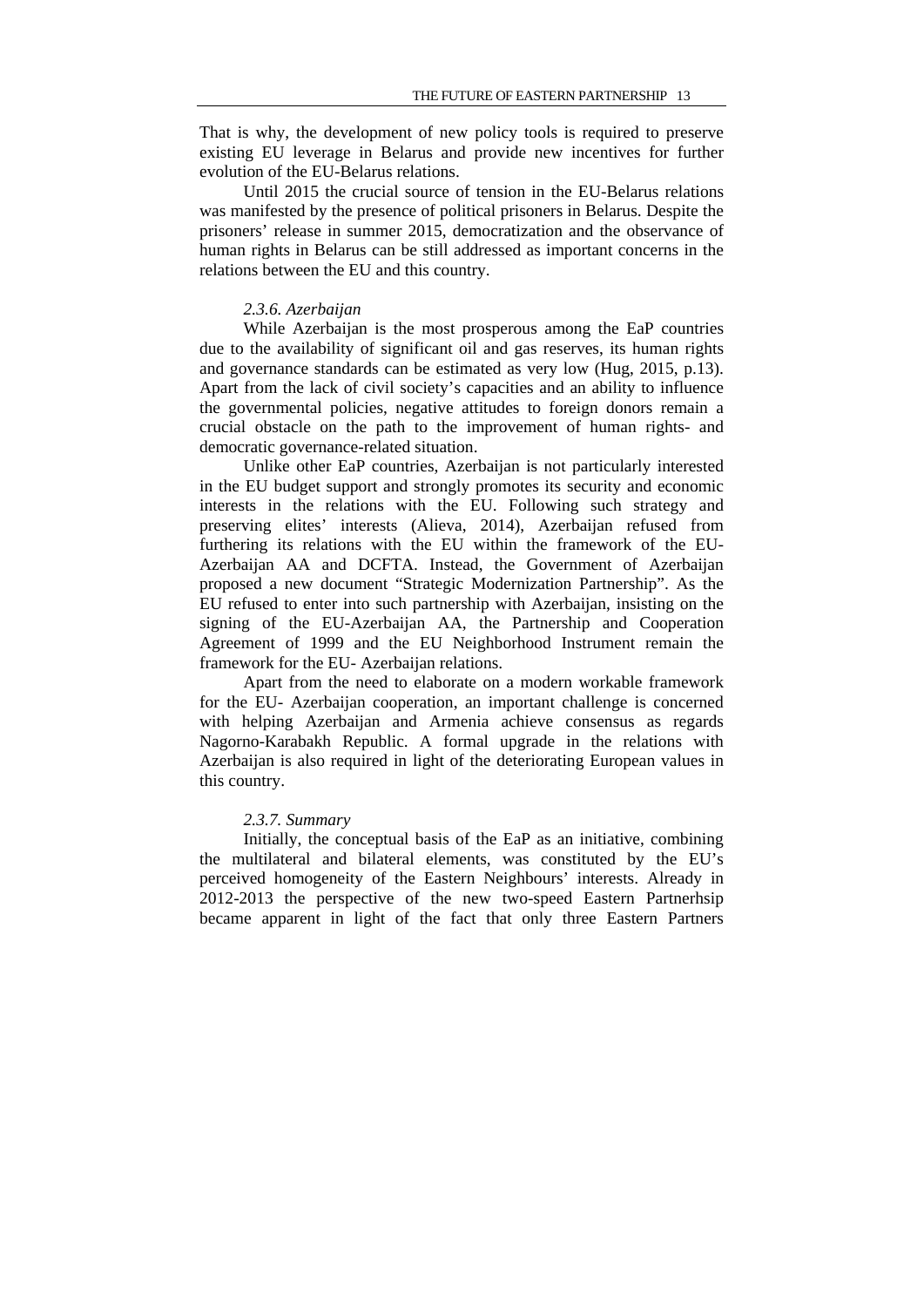That is why, the development of new policy tools is required to preserve existing EU leverage in Belarus and provide new incentives for further evolution of the EU-Belarus relations.

Until 2015 the crucial source of tension in the EU-Belarus relations was manifested by the presence of political prisoners in Belarus. Despite the prisoners' release in summer 2015, democratization and the observance of human rights in Belarus can be still addressed as important concerns in the relations between the EU and this country.

*2.3.6. Azerbaijan*

While Azerbaijan is the most prosperous among the EaP countries due to the availability of significant oil and gas reserves, its human rights and governance standards can be estimated as very low (Hug, 2015, p.13). Apart from the lack of civil society's capacities and an ability to influence the governmental policies, negative attitudes to foreign donors remain a crucial obstacle on the path to the improvement of human rights- and democratic governance-related situation.

Unlike other EaP countries, Azerbaijan is not particularly interested in the EU budget support and strongly promotes its security and economic interests in the relations with the EU. Following such strategy and preserving elites' interests (Alieva, 2014), Azerbaijan refused from furthering its relations with the EU within the framework of the EU-Azerbaijan AA and DCFTA. Instead, the Government of Azerbaijan proposed a new document "Strategic Modernization Partnership". As the EU refused to enter into such partnership with Azerbaijan, insisting on the signing of the EU-Azerbaijan AA, the Partnership and Cooperation Agreement of 1999 and the EU Neighborhood Instrument remain the framework for the EU- Azerbaijan relations.

Apart from the need to elaborate on a modern workable framework for the EU- Azerbaijan cooperation, an important challenge is concerned with helping Azerbaijan and Armenia achieve consensus as regards Nagorno-Karabakh Republic. A formal upgrade in the relations with Azerbaijan is also required in light of the deteriorating European values in this country.

*2.3.7. Summary*

Initially, the conceptual basis of the EaP as an initiative, combining the multilateral and bilateral elements, was constituted by the EU's perceived homogeneity of the Eastern Neighbours' interests. Already in 2012-2013 the perspective of the new two-speed Eastern Partnerhsip became apparent in light of the fact that only three Eastern Partners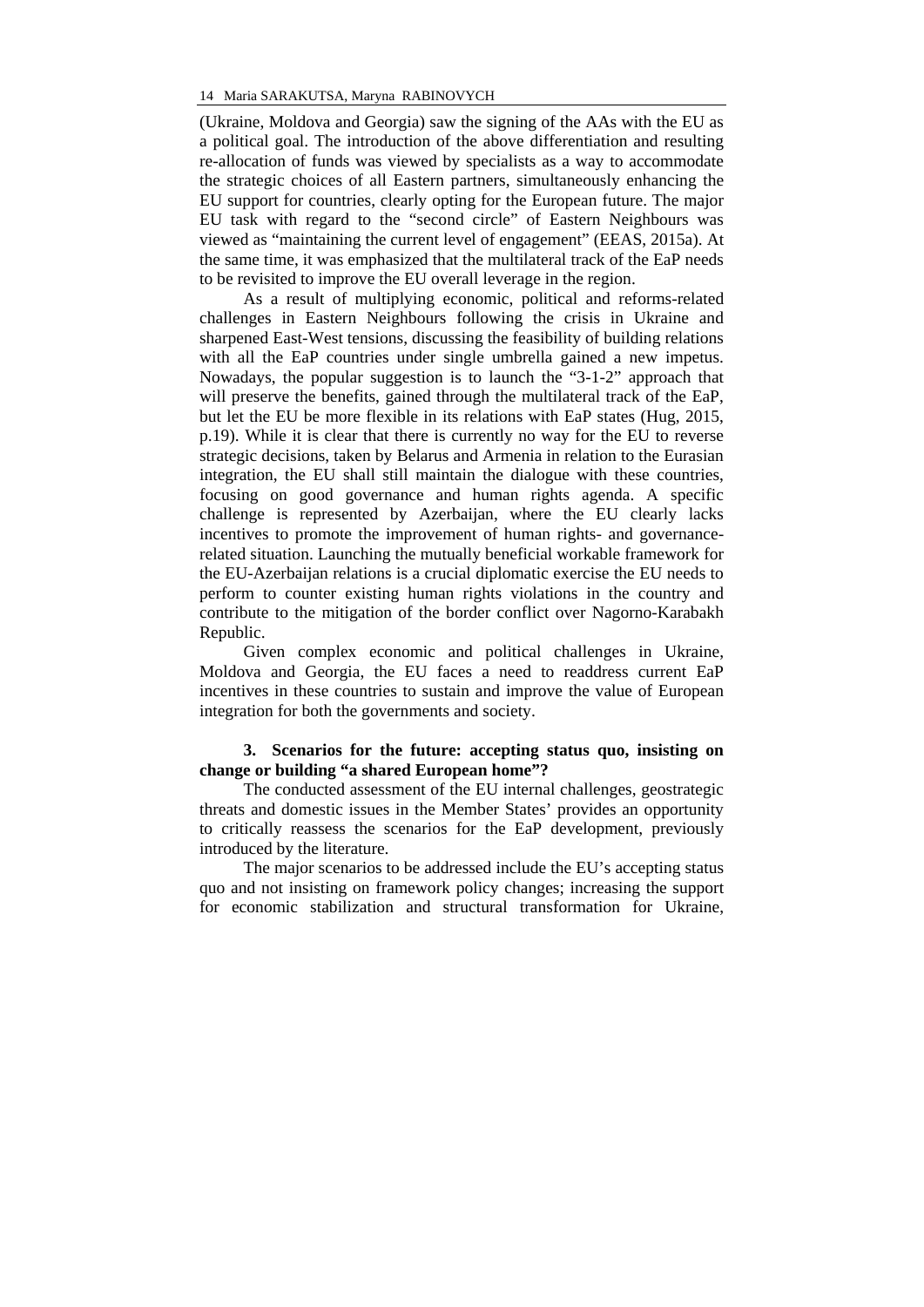(Ukraine, Moldova and Georgia) saw the signing of the AAs with the EU as a political goal. The introduction of the above differentiation and resulting re-allocation of funds was viewed by specialists as a way to accommodate the strategic choices of all Eastern partners, simultaneously enhancing the EU support for countries, clearly opting for the European future. The major EU task with regard to the "second circle" of Eastern Neighbours was viewed as "maintaining the current level of engagement" (EEAS, 2015a). At the same time, it was emphasized that the multilateral track of the EaP needs to be revisited to improve the EU overall leverage in the region.

As a result of multiplying economic, political and reforms-related challenges in Eastern Neighbours following the crisis in Ukraine and sharpened East-West tensions, discussing the feasibility of building relations with all the EaP countries under single umbrella gained a new impetus. Nowadays, the popular suggestion is to launch the "3-1-2" approach that will preserve the benefits, gained through the multilateral track of the EaP, but let the EU be more flexible in its relations with EaP states (Hug, 2015, p.19). While it is clear that there is currently no way for the EU to reverse strategic decisions, taken by Belarus and Armenia in relation to the Eurasian integration, the EU shall still maintain the dialogue with these countries, focusing on good governance and human rights agenda. A specific challenge is represented by Azerbaijan, where the EU clearly lacks incentives to promote the improvement of human rights- and governance-related situation. Launching the mutually beneficial workable framework for the EU-Azerbaijan relations is a crucial diplomatic exercise the EU needs to perform to counter existing human rights violations in the country and contribute to the mitigation of the border conflict over Nagorno-Karabakh Republic.

Given complex economic and political challenges in Ukraine, Moldova and Georgia, the EU faces a need to readdress current EaP incentives in these countries to sustain and improve the value of European integration for both the governments and society.

## 3. Scenarios for the future: accepting status quo, insisting on change or building "a shared European home"?

The conducted assessment of the EU internal challenges, geostrategic threats and domestic issues in the Member States' provides an opportunity to critically reassess the scenarios for the EaP development, previously introduced by the literature.

The major scenarios to be addressed include the EU's accepting status quo and not insisting on framework policy changes; increasing the support for economic stabilization and structural transformation for Ukraine,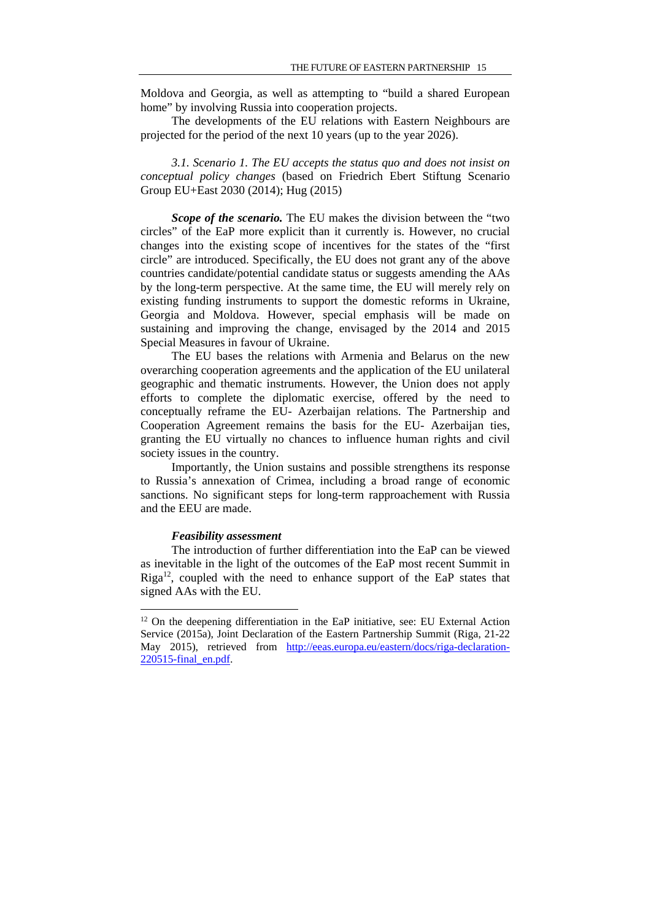Moldova and Georgia, as well as attempting to "build a shared European home" by involving Russia into cooperation projects.

The developments of the EU relations with Eastern Neighbours are projected for the period of the next 10 years (up to the year 2026).

### *3.1. Scenario 1. The EU accepts the status quo and does not insist on conceptual policy changes* (based on Friedrich Ebert Stiftung Scenario Group EU+East 2030 (2014); Hug (2015)

***Scope of the scenario.*** The EU makes the division between the "two circles" of the EaP more explicit than it currently is. However, no crucial changes into the existing scope of incentives for the states of the "first circle" are introduced. Specifically, the EU does not grant any of the above countries candidate/potential candidate status or suggests amending the AAs by the long-term perspective. At the same time, the EU will merely rely on existing funding instruments to support the domestic reforms in Ukraine, Georgia and Moldova. However, special emphasis will be made on sustaining and improving the change, envisaged by the 2014 and 2015 Special Measures in favour of Ukraine.

The EU bases the relations with Armenia and Belarus on the new overarching cooperation agreements and the application of the EU unilateral geographic and thematic instruments. However, the Union does not apply efforts to complete the diplomatic exercise, offered by the need to conceptually reframe the EU- Azerbaijan relations. The Partnership and Cooperation Agreement remains the basis for the EU- Azerbaijan ties, granting the EU virtually no chances to influence human rights and civil society issues in the country.

Importantly, the Union sustains and possible strengthens its response to Russia's annexation of Crimea, including a broad range of economic sanctions. No significant steps for long-term rapprochement with Russia and the EEU are made.

***Feasibility assessment***

The introduction of further differentiation into the EaP can be viewed as inevitable in the light of the outcomes of the EaP most recent Summit in Riga[12], coupled with the need to enhance support of the EaP states that signed AAs with the EU.

---

[12] On the deepening differentiation in the EaP initiative, see: EU External Action Service (2015a), Joint Declaration of the Eastern Partnership Summit (Riga, 21-22 May 2015), retrieved from http://eeas.europa.eu/eastern/docs/riga-declaration-220515-final_en.pdf.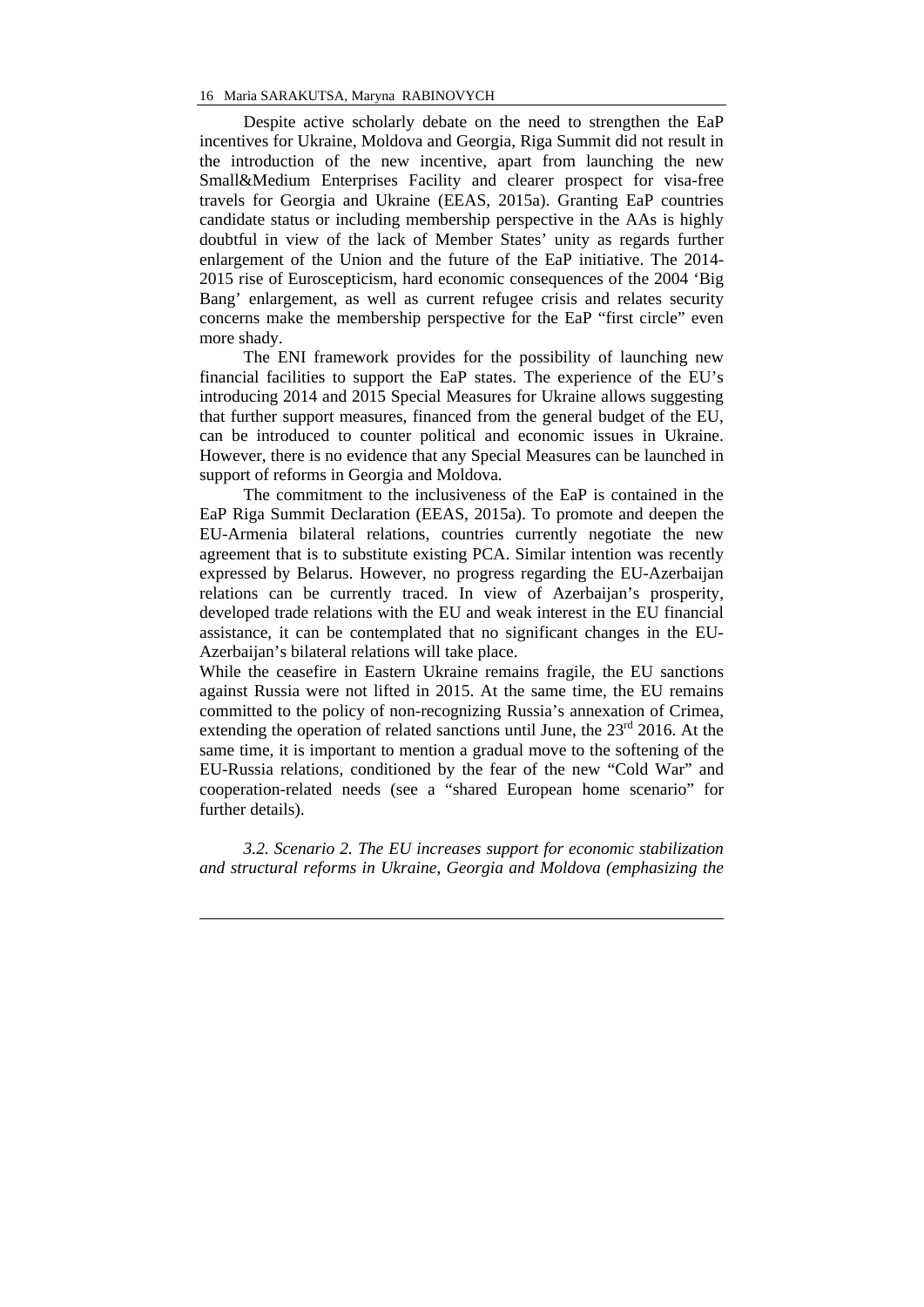Despite active scholarly debate on the need to strengthen the EaP incentives for Ukraine, Moldova and Georgia, Riga Summit did not result in the introduction of the new incentive, apart from launching the new Small&Medium Enterprises Facility and clearer prospect for visa-free travels for Georgia and Ukraine (EEAS, 2015a). Granting EaP countries candidate status or including membership perspective in the AAs is highly doubtful in view of the lack of Member States' unity as regards further enlargement of the Union and the future of the EaP initiative. The 2014-2015 rise of Euroscepticism, hard economic consequences of the 2004 'Big Bang' enlargement, as well as current refugee crisis and relates security concerns make the membership perspective for the EaP "first circle" even more shady.

The ENI framework provides for the possibility of launching new financial facilities to support the EaP states. The experience of the EU's introducing 2014 and 2015 Special Measures for Ukraine allows suggesting that further support measures, financed from the general budget of the EU, can be introduced to counter political and economic issues in Ukraine. However, there is no evidence that any Special Measures can be launched in support of reforms in Georgia and Moldova.

The commitment to the inclusiveness of the EaP is contained in the EaP Riga Summit Declaration (EEAS, 2015a). To promote and deepen the EU-Armenia bilateral relations, countries currently negotiate the new agreement that is to substitute existing PCA. Similar intention was recently expressed by Belarus. However, no progress regarding the EU-Azerbaijan relations can be currently traced. In view of Azerbaijan's prosperity, developed trade relations with the EU and weak interest in the EU financial assistance, it can be contemplated that no significant changes in the EU-Azerbaijan's bilateral relations will take place.

While the ceasefire in Eastern Ukraine remains fragile, the EU sanctions against Russia were not lifted in 2015. At the same time, the EU remains committed to the policy of non-recognizing Russia's annexation of Crimea, extending the operation of related sanctions until June, the 23rd 2016. At the same time, it is important to mention a gradual move to the softening of the EU-Russia relations, conditioned by the fear of the new "Cold War" and cooperation-related needs (see a "shared European home scenario" for further details).

*3.2. Scenario 2. The EU increases support for economic stabilization and structural reforms in Ukraine, Georgia and Moldova (emphasizing the*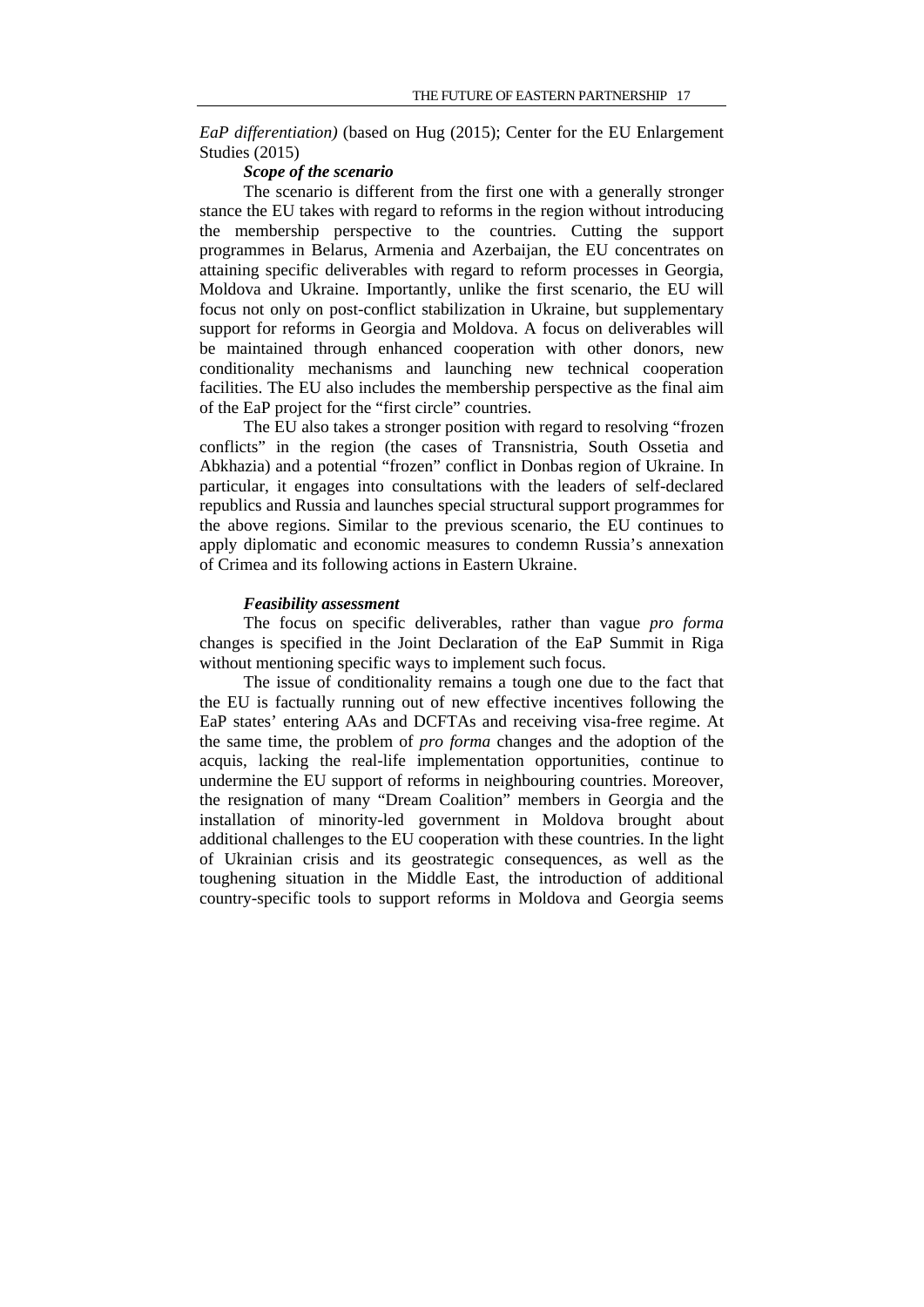*EaP differentiation)* (based on Hug (2015); Center for the EU Enlargement Studies (2015)

***Scope of the scenario***

The scenario is different from the first one with a generally stronger stance the EU takes with regard to reforms in the region without introducing the membership perspective to the countries. Cutting the support programmes in Belarus, Armenia and Azerbaijan, the EU concentrates on attaining specific deliverables with regard to reform processes in Georgia, Moldova and Ukraine. Importantly, unlike the first scenario, the EU will focus not only on post-conflict stabilization in Ukraine, but supplementary support for reforms in Georgia and Moldova. A focus on deliverables will be maintained through enhanced cooperation with other donors, new conditionality mechanisms and launching new technical cooperation facilities. The EU also includes the membership perspective as the final aim of the EaP project for the "first circle" countries.

The EU also takes a stronger position with regard to resolving "frozen conflicts" in the region (the cases of Transnistria, South Ossetia and Abkhazia) and a potential "frozen" conflict in Donbas region of Ukraine. In particular, it engages into consultations with the leaders of self-declared republics and Russia and launches special structural support programmes for the above regions. Similar to the previous scenario, the EU continues to apply diplomatic and economic measures to condemn Russia's annexation of Crimea and its following actions in Eastern Ukraine.

***Feasibility assessment***

The focus on specific deliverables, rather than vague *pro forma* changes is specified in the Joint Declaration of the EaP Summit in Riga without mentioning specific ways to implement such focus.

The issue of conditionality remains a tough one due to the fact that the EU is factually running out of new effective incentives following the EaP states' entering AAs and DCFTAs and receiving visa-free regime. At the same time, the problem of *pro forma* changes and the adoption of the acquis, lacking the real-life implementation opportunities, continue to undermine the EU support of reforms in neighbouring countries. Moreover, the resignation of many "Dream Coalition" members in Georgia and the installation of minority-led government in Moldova brought about additional challenges to the EU cooperation with these countries. In the light of Ukrainian crisis and its geostrategic consequences, as well as the toughening situation in the Middle East, the introduction of additional country-specific tools to support reforms in Moldova and Georgia seems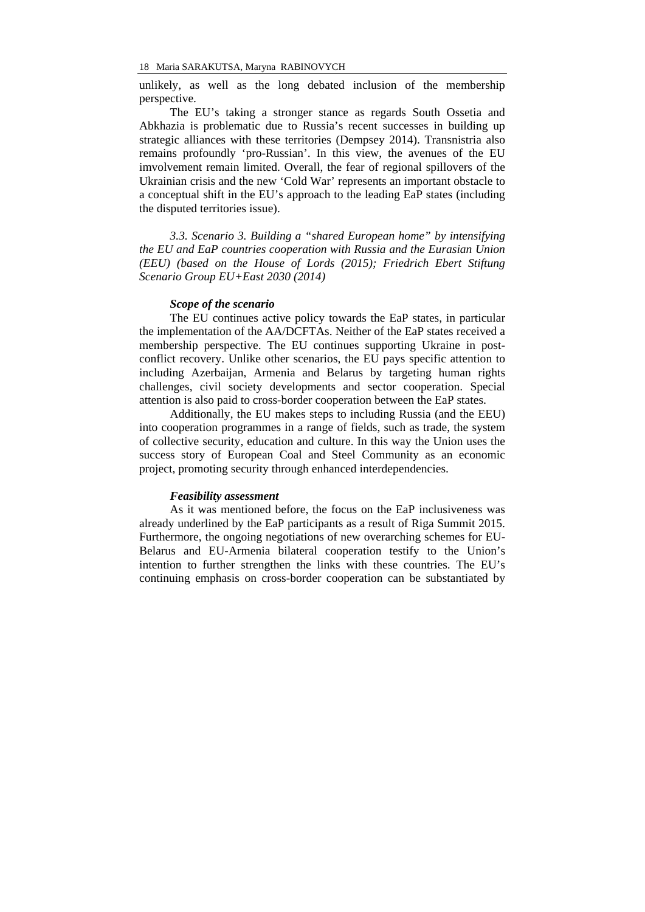unlikely, as well as the long debated inclusion of the membership perspective.

The EU's taking a stronger stance as regards South Ossetia and Abkhazia is problematic due to Russia's recent successes in building up strategic alliances with these territories (Dempsey 2014). Transnistria also remains profoundly 'pro-Russian'. In this view, the avenues of the EU imvolvement remain limited. Overall, the fear of regional spillovers of the Ukrainian crisis and the new 'Cold War' represents an important obstacle to a conceptual shift in the EU's approach to the leading EaP states (including the disputed territories issue).

### *3.3. Scenario 3. Building a "shared European home" by intensifying the EU and EaP countries cooperation with Russia and the Eurasian Union (EEU) (based on the House of Lords (2015); Friedrich Ebert Stiftung Scenario Group EU+East 2030 (2014)*

#### ***Scope of the scenario***

The EU continues active policy towards the EaP states, in particular the implementation of the AA/DCFTAs. Neither of the EaP states received a membership perspective. The EU continues supporting Ukraine in post-conflict recovery. Unlike other scenarios, the EU pays specific attention to including Azerbaijan, Armenia and Belarus by targeting human rights challenges, civil society developments and sector cooperation. Special attention is also paid to cross-border cooperation between the EaP states.

Additionally, the EU makes steps to including Russia (and the EEU) into cooperation programmes in a range of fields, such as trade, the system of collective security, education and culture. In this way the Union uses the success story of European Coal and Steel Community as an economic project, promoting security through enhanced interdependencies.

#### ***Feasibility assessment***

As it was mentioned before, the focus on the EaP inclusiveness was already underlined by the EaP participants as a result of Riga Summit 2015. Furthermore, the ongoing negotiations of new overarching schemes for EU-Belarus and EU-Armenia bilateral cooperation testify to the Union's intention to further strengthen the links with these countries. The EU's continuing emphasis on cross-border cooperation can be substantiated by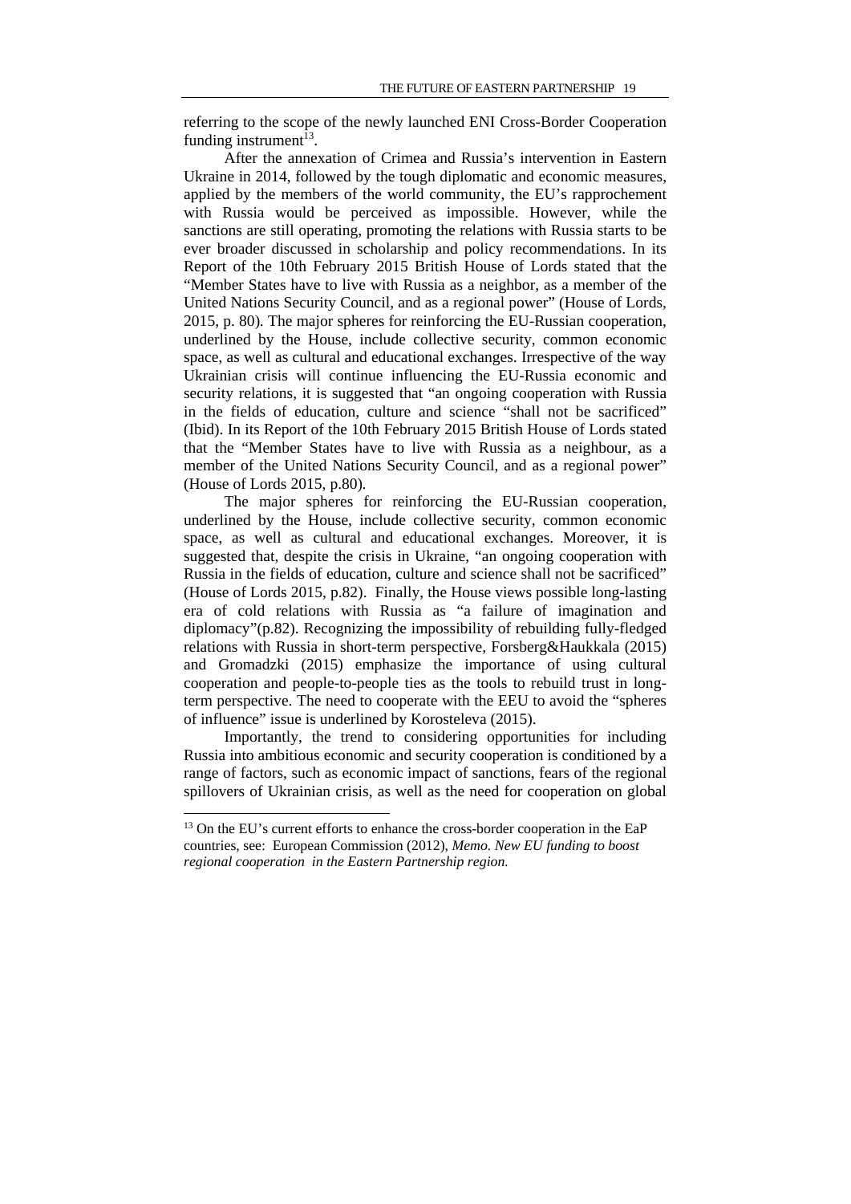referring to the scope of the newly launched ENI Cross-Border Cooperation funding instrument[13].

After the annexation of Crimea and Russia's intervention in Eastern Ukraine in 2014, followed by the tough diplomatic and economic measures, applied by the members of the world community, the EU's rapprochement with Russia would be perceived as impossible. However, while the sanctions are still operating, promoting the relations with Russia starts to be ever broader discussed in scholarship and policy recommendations. In its Report of the 10th February 2015 British House of Lords stated that the "Member States have to live with Russia as a neighbor, as a member of the United Nations Security Council, and as a regional power" (House of Lords, 2015, p. 80). The major spheres for reinforcing the EU-Russian cooperation, underlined by the House, include collective security, common economic space, as well as cultural and educational exchanges. Irrespective of the way Ukrainian crisis will continue influencing the EU-Russia economic and security relations, it is suggested that "an ongoing cooperation with Russia in the fields of education, culture and science "shall not be sacrificed" (Ibid). In its Report of the 10th February 2015 British House of Lords stated that the "Member States have to live with Russia as a neighbour, as a member of the United Nations Security Council, and as a regional power" (House of Lords 2015, p.80).

The major spheres for reinforcing the EU-Russian cooperation, underlined by the House, include collective security, common economic space, as well as cultural and educational exchanges. Moreover, it is suggested that, despite the crisis in Ukraine, "an ongoing cooperation with Russia in the fields of education, culture and science shall not be sacrificed" (House of Lords 2015, p.82). Finally, the House views possible long-lasting era of cold relations with Russia as "a failure of imagination and diplomacy"(p.82). Recognizing the impossibility of rebuilding fully-fledged relations with Russia in short-term perspective, Forsberg&Haukkala (2015) and Gromadzki (2015) emphasize the importance of using cultural cooperation and people-to-people ties as the tools to rebuild trust in long-term perspective. The need to cooperate with the EEU to avoid the "spheres of influence" issue is underlined by Korosteleva (2015).

Importantly, the trend to considering opportunities for including Russia into ambitious economic and security cooperation is conditioned by a range of factors, such as economic impact of sanctions, fears of the regional spillovers of Ukrainian crisis, as well as the need for cooperation on global

---

[13] On the EU's current efforts to enhance the cross-border cooperation in the EaP countries, see: European Commission (2012), *Memo. New EU funding to boost regional cooperation in the Eastern Partnership region.*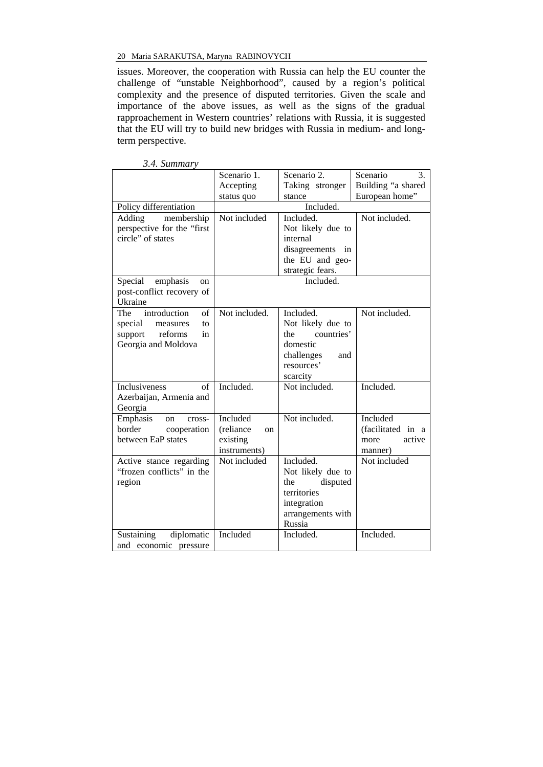issues. Moreover, the cooperation with Russia can help the EU counter the challenge of "unstable Neighborhood", caused by a region's political complexity and the presence of disputed territories. Given the scale and importance of the above issues, as well as the signs of the gradual rapproachement in Western countries' relations with Russia, it is suggested that the EU will try to build new bridges with Russia in medium- and long-term perspective.

*3.4. Summary*

| | Scenario 1. Accepting status quo | Scenario 2. Taking stronger stance | Scenario 3. Building "a shared European home" |
|---|---|---|---|
| Policy differentiation | Included. | | |
| Adding membership perspective for the "first circle" of states | Not included | Included. Not likely due to internal disagreements in the EU and geo-strategic fears. | Not included. |
| Special emphasis on post-conflict recovery of Ukraine | Included. | | |
| The introduction of special measures to support reforms in Georgia and Moldova | Not included. | Included. Not likely due to the countries' domestic challenges and resources' scarcity | Not included. |
| Inclusiveness of Azerbaijan, Armenia and Georgia | Included. | Not included. | Included. |
| Emphasis on cross-border cooperation between EaP states | Included (reliance on existing instruments) | Not included. | Included (facilitated in a more active manner) |
| Active stance regarding "frozen conflicts" in the region | Not included | Included. Not likely due to the disputed territories integration arrangements with Russia | Not included |
| Sustaining diplomatic and economic pressure | Included | Included. | Included. |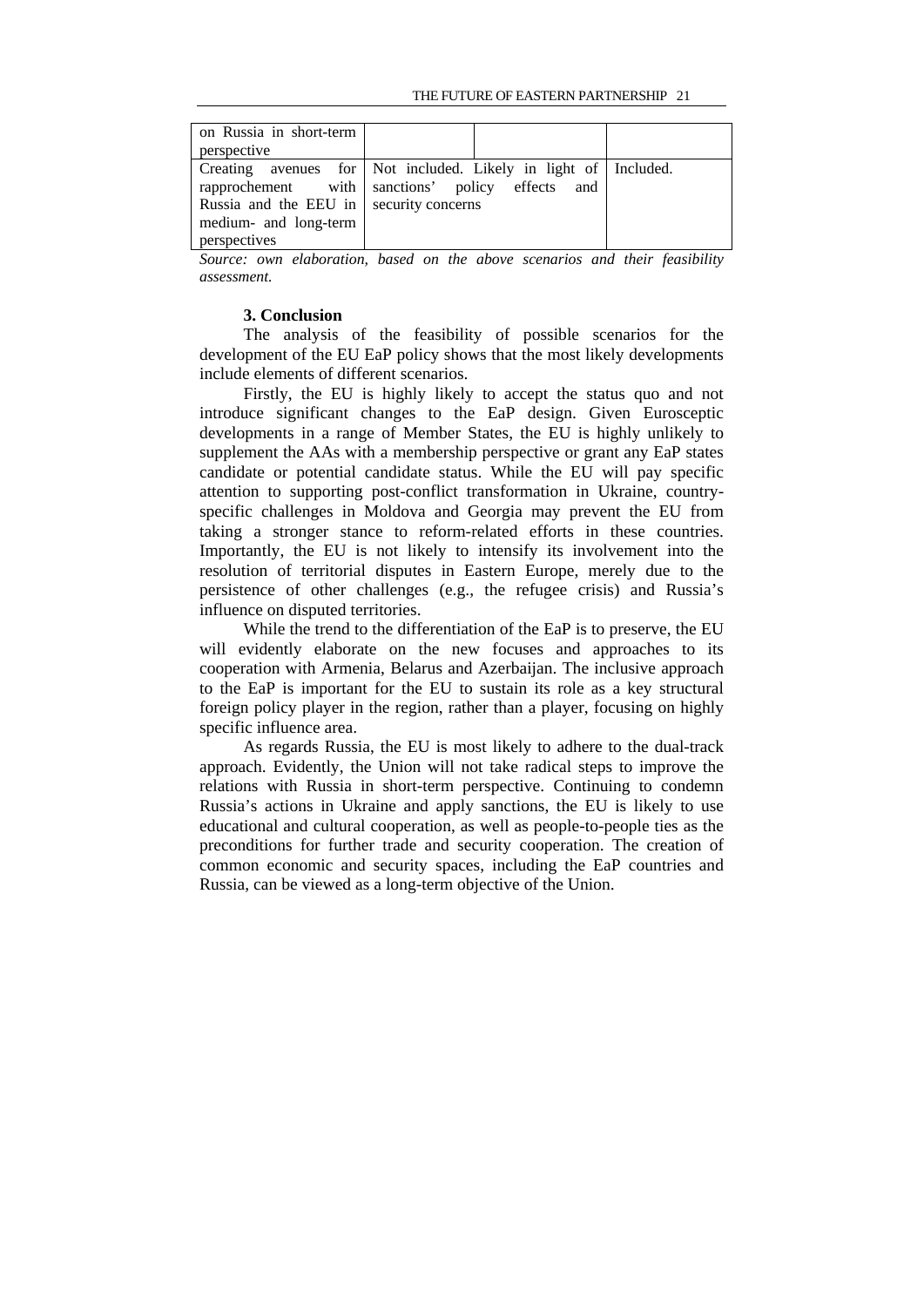| on Russia in short-term perspective | | | |
|---|---|---|---|
| Creating avenues for rapprochement with Russia and the EEU in medium- and long-term perspectives | Not included. Likely in light of sanctions' policy effects and security concerns | | Included. |

*Source: own elaboration, based on the above scenarios and their feasibility assessment.*

### 3. Conclusion

The analysis of the feasibility of possible scenarios for the development of the EU EaP policy shows that the most likely developments include elements of different scenarios.

Firstly, the EU is highly likely to accept the status quo and not introduce significant changes to the EaP design. Given Eurosceptic developments in a range of Member States, the EU is highly unlikely to supplement the AAs with a membership perspective or grant any EaP states candidate or potential candidate status. While the EU will pay specific attention to supporting post-conflict transformation in Ukraine, country-specific challenges in Moldova and Georgia may prevent the EU from taking a stronger stance to reform-related efforts in these countries. Importantly, the EU is not likely to intensify its involvement into the resolution of territorial disputes in Eastern Europe, merely due to the persistence of other challenges (e.g., the refugee crisis) and Russia's influence on disputed territories.

While the trend to the differentiation of the EaP is to preserve, the EU will evidently elaborate on the new focuses and approaches to its cooperation with Armenia, Belarus and Azerbaijan. The inclusive approach to the EaP is important for the EU to sustain its role as a key structural foreign policy player in the region, rather than a player, focusing on highly specific influence area.

As regards Russia, the EU is most likely to adhere to the dual-track approach. Evidently, the Union will not take radical steps to improve the relations with Russia in short-term perspective. Continuing to condemn Russia's actions in Ukraine and apply sanctions, the EU is likely to use educational and cultural cooperation, as well as people-to-people ties as the preconditions for further trade and security cooperation. The creation of common economic and security spaces, including the EaP countries and Russia, can be viewed as a long-term objective of the Union.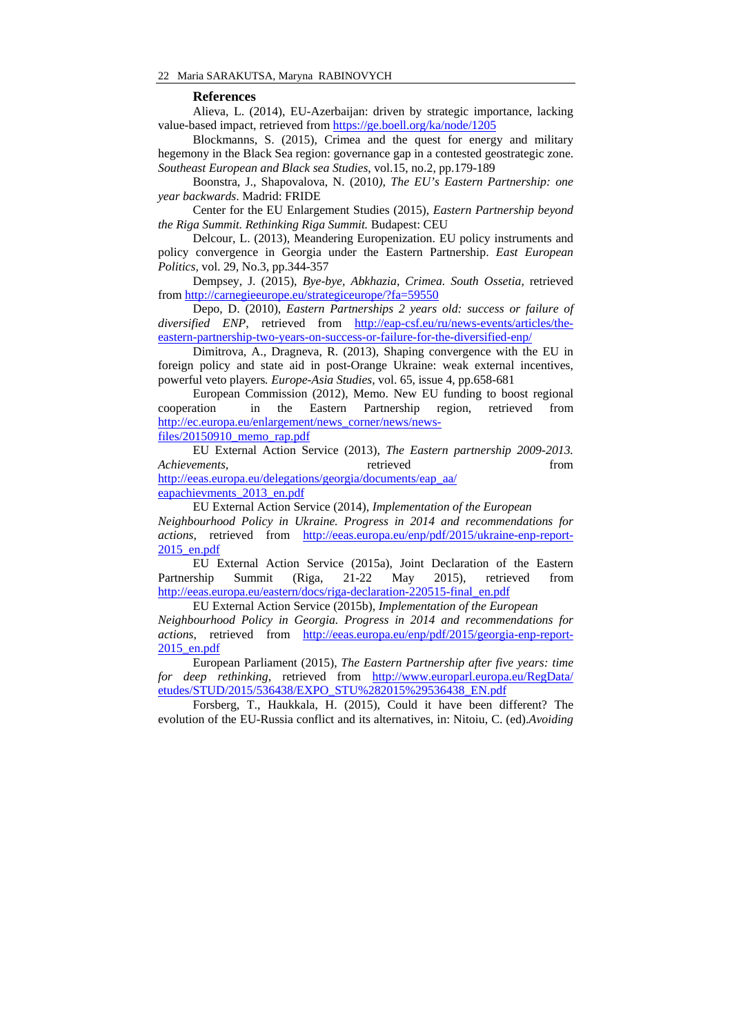### References

Alieva, L. (2014), EU-Azerbaijan: driven by strategic importance, lacking value-based impact, retrieved from https://ge.boell.org/ka/node/1205

Blockmanns, S. (2015), Crimea and the quest for energy and military hegemony in the Black Sea region: governance gap in a contested geostrategic zone. *Southeast European and Black sea Studies*, vol.15, no.2, pp.179-189

Boonstra, J., Shapovalova, N. (2010), *The EU's Eastern Partnership: one year backwards*. Madrid: FRIDE

Center for the EU Enlargement Studies (2015), *Eastern Partnership beyond the Riga Summit. Rethinking Riga Summit.* Budapest: CEU

Delcour, L. (2013), Meandering Europenization. EU policy instruments and policy convergence in Georgia under the Eastern Partnership. *East European Politics*, vol. 29, No.3, pp.344-357

Dempsey, J. (2015), *Bye-bye, Abkhazia, Crimea. South Ossetia,* retrieved from http://carnegieeurope.eu/strategiceurope/?fa=59550

Depo, D. (2010), *Eastern Partnerships 2 years old: success or failure of diversified ENP,* retrieved from http://eap-csf.eu/ru/news-events/articles/the-eastern-partnership-two-years-on-success-or-failure-for-the-diversified-enp/

Dimitrova, A., Dragneva, R. (2013), Shaping convergence with the EU in foreign policy and state aid in post-Orange Ukraine: weak external incentives, powerful veto players*. Europe-Asia Studies*, vol. 65, issue 4, pp.658-681

European Commission (2012), Memo. New EU funding to boost regional cooperation in the Eastern Partnership region, retrieved from http://ec.europa.eu/enlargement/news_corner/news/news-files/20150910_memo_rap.pdf

EU External Action Service (2013), *The Eastern partnership 2009-2013. Achievements*, retrieved from http://eeas.europa.eu/delegations/georgia/documents/eap_aa/eapachievments_2013_en.pdf

EU External Action Service (2014), *Implementation of the European Neighbourhood Policy in Ukraine. Progress in 2014 and recommendations for actions*, retrieved from http://eeas.europa.eu/enp/pdf/2015/ukraine-enp-report-2015_en.pdf

EU External Action Service (2015a), Joint Declaration of the Eastern Partnership Summit (Riga, 21-22 May 2015), retrieved from http://eeas.europa.eu/eastern/docs/riga-declaration-220515-final_en.pdf

EU External Action Service (2015b), *Implementation of the European Neighbourhood Policy in Georgia. Progress in 2014 and recommendations for actions*, retrieved from http://eeas.europa.eu/enp/pdf/2015/georgia-enp-report-2015_en.pdf

European Parliament (2015), *The Eastern Partnership after five years: time for deep rethinking*, retrieved from http://www.europarl.europa.eu/RegData/etudes/STUD/2015/536438/EXPO_STU%282015%29536438_EN.pdf

Forsberg, T., Haukkala, H. (2015), Could it have been different? The evolution of the EU-Russia conflict and its alternatives, in: Nitoiu, C. (ed).*Avoiding*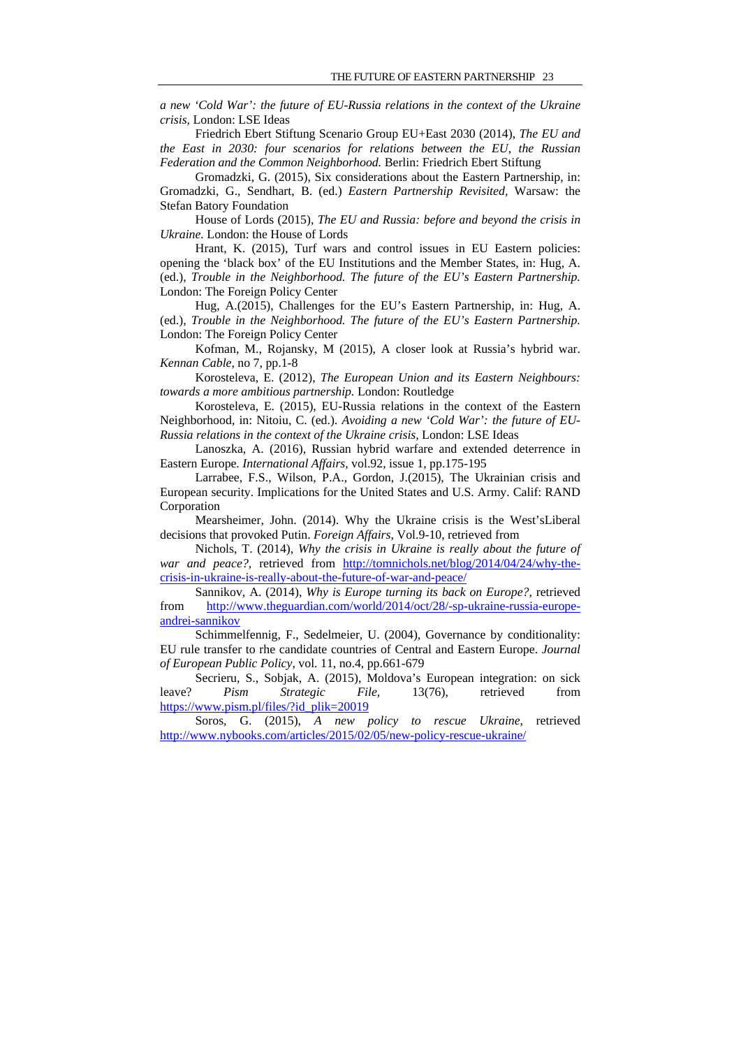*a new 'Cold War': the future of EU-Russia relations in the context of the Ukraine crisis*, London: LSE Ideas

Friedrich Ebert Stiftung Scenario Group EU+East 2030 (2014), *The EU and the East in 2030: four scenarios for relations between the EU, the Russian Federation and the Common Neighborhood.* Berlin: Friedrich Ebert Stiftung

Gromadzki, G. (2015), Six considerations about the Eastern Partnership, in: Gromadzki, G., Sendhart, B. (ed.) *Eastern Partnership Revisited*, Warsaw: the Stefan Batory Foundation

House of Lords (2015), *The EU and Russia: before and beyond the crisis in Ukraine.* London: the House of Lords

Hrant, K. (2015), Turf wars and control issues in EU Eastern policies: opening the 'black box' of the EU Institutions and the Member States, in: Hug, A. (ed.), *Trouble in the Neighborhood. The future of the EU's Eastern Partnership.* London: The Foreign Policy Center

Hug, A.(2015), Challenges for the EU's Eastern Partnership, in: Hug, A. (ed.), *Trouble in the Neighborhood. The future of the EU's Eastern Partnership.* London: The Foreign Policy Center

Kofman, M., Rojansky, M (2015), A closer look at Russia's hybrid war. *Kennan Cable*, no 7, pp.1-8

Korosteleva, E. (2012), *The European Union and its Eastern Neighbours: towards a more ambitious partnership.* London: Routledge

Korosteleva, E. (2015), EU-Russia relations in the context of the Eastern Neighborhood, in: Nitoiu, C. (ed.). *Avoiding a new 'Cold War': the future of EU-Russia relations in the context of the Ukraine crisis*, London: LSE Ideas

Lanoszka, A. (2016), Russian hybrid warfare and extended deterrence in Eastern Europe. *International Affairs,* vol.92, issue 1, pp.175-195

Larrabee, F.S., Wilson, P.A., Gordon, J.(2015), The Ukrainian crisis and European security. Implications for the United States and U.S. Army. Calif: RAND Corporation

Mearsheimer, John. (2014). Why the Ukraine crisis is the West'sLiberal decisions that provoked Putin. *Foreign Affairs*, Vol.9-10, retrieved from

Nichols, T. (2014), *Why the crisis in Ukraine is really about the future of war and peace?*, retrieved from http://tomnichols.net/blog/2014/04/24/why-the-crisis-in-ukraine-is-really-about-the-future-of-war-and-peace/

Sannikov, A. (2014), *Why is Europe turning its back on Europe?*, retrieved from http://www.theguardian.com/world/2014/oct/28/-sp-ukraine-russia-europe-andrei-sannikov

Schimmelfennig, F., Sedelmeier, U. (2004), Governance by conditionality: EU rule transfer to rhe candidate countries of Central and Eastern Europe. *Journal of European Public Policy*, vol. 11, no.4, pp.661-679

Secrieru, S., Sobjak, A. (2015), Moldova's European integration: on sick leave? *Pism Strategic File,* 13(76), retrieved from https://www.pism.pl/files/?id_plik=20019

Soros, G. (2015), *A new policy to rescue Ukraine*, retrieved http://www.nybooks.com/articles/2015/02/05/new-policy-rescue-ukraine/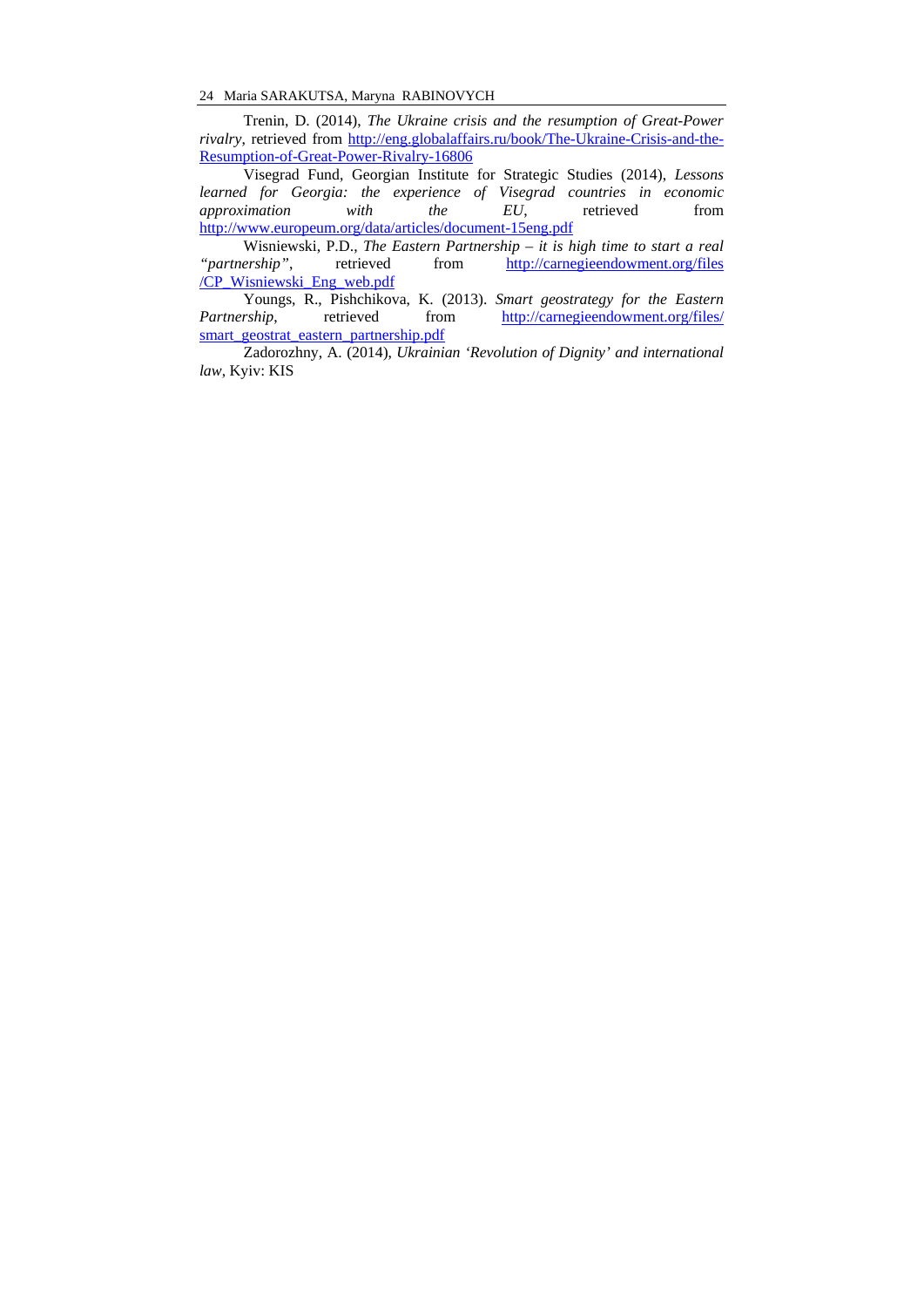Trenin, D. (2014), *The Ukraine crisis and the resumption of Great-Power rivalry*, retrieved from http://eng.globalaffairs.ru/book/The-Ukraine-Crisis-and-the-Resumption-of-Great-Power-Rivalry-16806

Visegrad Fund, Georgian Institute for Strategic Studies (2014), *Lessons learned for Georgia: the experience of Visegrad countries in economic approximation with the EU*, retrieved from http://www.europeum.org/data/articles/document-15eng.pdf

Wisniewski, P.D., *The Eastern Partnership – it is high time to start a real "partnership"*, retrieved from http://carnegieendowment.org/files/CP_Wisniewski_Eng_web.pdf

Youngs, R., Pishchikova, K. (2013). *Smart geostrategy for the Eastern Partnership*, retrieved from http://carnegieendowment.org/files/smart_geostrat_eastern_partnership.pdf

Zadorozhny, A. (2014), *Ukrainian 'Revolution of Dignity' and international law*, Kyiv: KIS